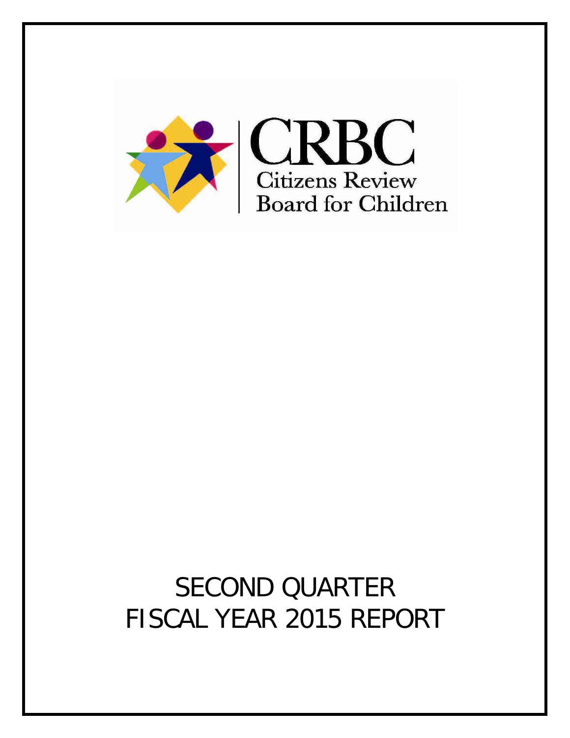CRBC

Citizens Review Board for Children

# SECOND QUARTER FISCAL YEAR 2015 REPORT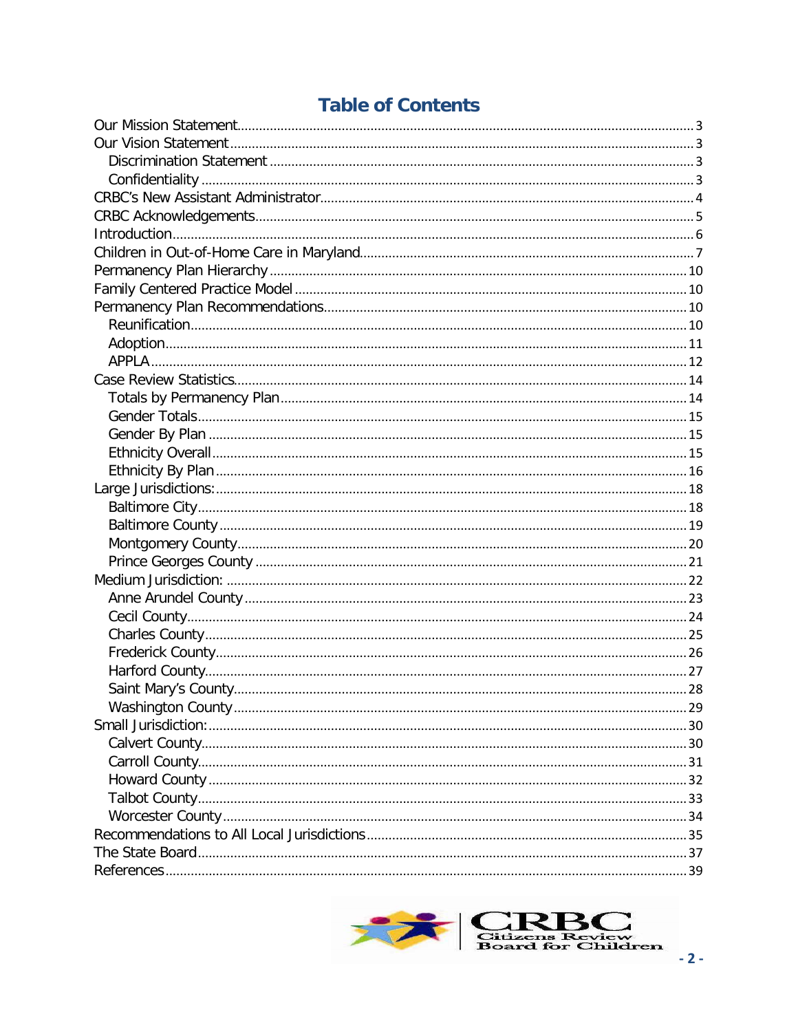# Table of Contents

- Our Mission Statement ........ 3
- Our Vision Statement ........ 3
  - Discrimination Statement ........ 3
  - Confidentiality ........ 3
- CRBC's New Assistant Administrator ........ 4
- CRBC Acknowledgements ........ 5
- Introduction ........ 6
- Children in Out-of-Home Care in Maryland ........ 7
- Permanency Plan Hierarchy ........ 10
- Family Centered Practice Model ........ 10
- Permanency Plan Recommendations ........ 10
  - Reunification ........ 10
  - Adoption ........ 11
  - APPLA ........ 12
- Case Review Statistics ........ 14
  - Totals by Permanency Plan ........ 14
  - Gender Totals ........ 15
  - Gender By Plan ........ 15
  - Ethnicity Overall ........ 15
  - Ethnicity By Plan ........ 16
- Large Jurisdictions: ........ 18
  - Baltimore City ........ 18
  - Baltimore County ........ 19
  - Montgomery County ........ 20
  - Prince Georges County ........ 21
- Medium Jurisdiction: ........ 22
  - Anne Arundel County ........ 23
  - Cecil County ........ 24
  - Charles County ........ 25
  - Frederick County ........ 26
  - Harford County ........ 27
  - Saint Mary's County ........ 28
  - Washington County ........ 29
- Small Jurisdiction: ........ 30
  - Calvert County ........ 30
  - Carroll County ........ 31
  - Howard County ........ 32
  - Talbot County ........ 33
  - Worcester County ........ 34
- Recommendations to All Local Jurisdictions ........ 35
- The State Board ........ 37
- References ........ 39

CRBC Citizens Review Board for Children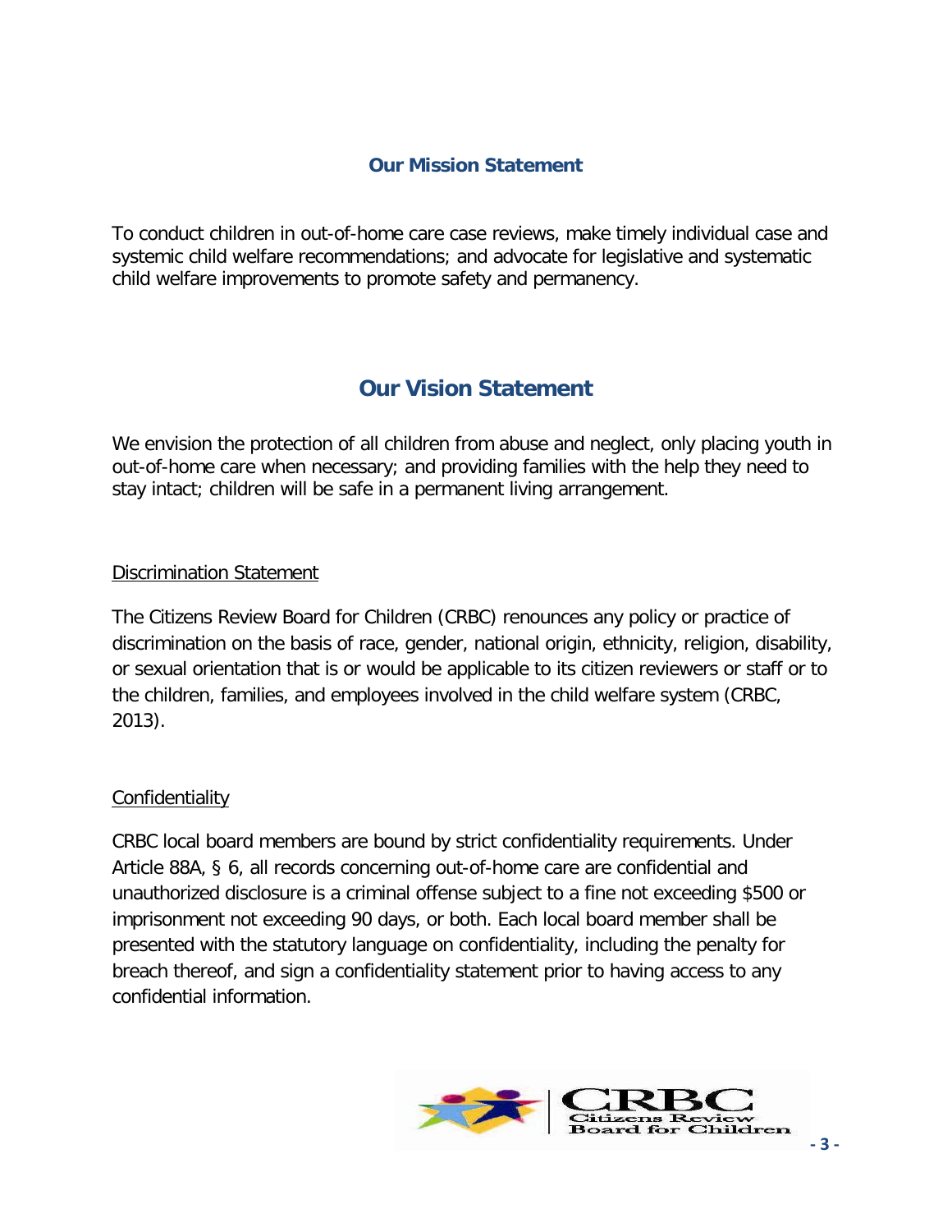## Our Mission Statement

To conduct children in out-of-home care case reviews, make timely individual case and systemic child welfare recommendations; and advocate for legislative and systematic child welfare improvements to promote safety and permanency.

## Our Vision Statement

We envision the protection of all children from abuse and neglect, only placing youth in out-of-home care when necessary; and providing families with the help they need to stay intact; children will be safe in a permanent living arrangement.

### Discrimination Statement

The Citizens Review Board for Children (CRBC) renounces any policy or practice of discrimination on the basis of race, gender, national origin, ethnicity, religion, disability, or sexual orientation that is or would be applicable to its citizen reviewers or staff or to the children, families, and employees involved in the child welfare system (CRBC, 2013).

### Confidentiality

CRBC local board members are bound by strict confidentiality requirements. Under Article 88A, § 6, all records concerning out-of-home care are confidential and unauthorized disclosure is a criminal offense subject to a fine not exceeding $500 or imprisonment not exceeding 90 days, or both. Each local board member shall be presented with the statutory language on confidentiality, including the penalty for breach thereof, and sign a confidentiality statement prior to having access to any confidential information.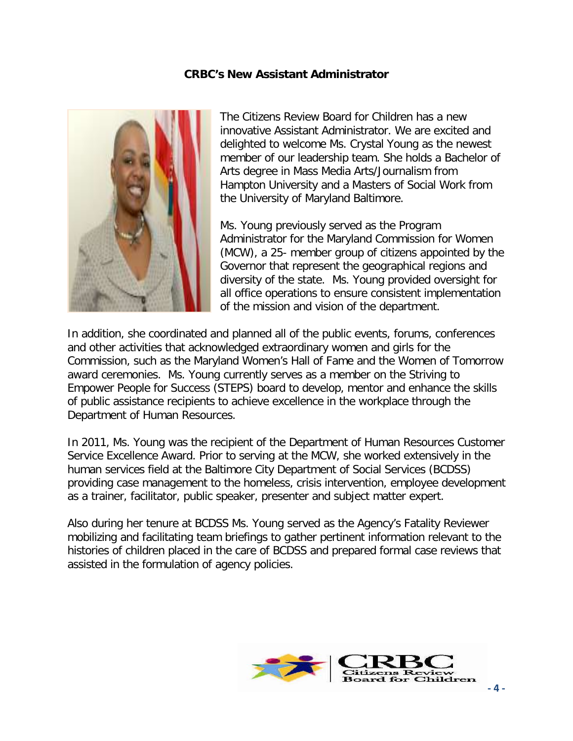**CRBC's New Assistant Administrator**

The Citizens Review Board for Children has a new innovative Assistant Administrator. We are excited and delighted to welcome Ms. Crystal Young as the newest member of our leadership team. She holds a Bachelor of Arts degree in Mass Media Arts/Journalism from Hampton University and a Masters of Social Work from the University of Maryland Baltimore.

Ms. Young previously served as the Program Administrator for the Maryland Commission for Women (MCW), a 25- member group of citizens appointed by the Governor that represent the geographical regions and diversity of the state. Ms. Young provided oversight for all office operations to ensure consistent implementation of the mission and vision of the department.

In addition, she coordinated and planned all of the public events, forums, conferences and other activities that acknowledged extraordinary women and girls for the Commission, such as the Maryland Women's Hall of Fame and the Women of Tomorrow award ceremonies. Ms. Young currently serves as a member on the Striving to Empower People for Success (STEPS) board to develop, mentor and enhance the skills of public assistance recipients to achieve excellence in the workplace through the Department of Human Resources.

In 2011, Ms. Young was the recipient of the Department of Human Resources Customer Service Excellence Award. Prior to serving at the MCW, she worked extensively in the human services field at the Baltimore City Department of Social Services (BCDSS) providing case management to the homeless, crisis intervention, employee development as a trainer, facilitator, public speaker, presenter and subject matter expert.

Also during her tenure at BCDSS Ms. Young served as the Agency's Fatality Reviewer mobilizing and facilitating team briefings to gather pertinent information relevant to the histories of children placed in the care of BCDSS and prepared formal case reviews that assisted in the formulation of agency policies.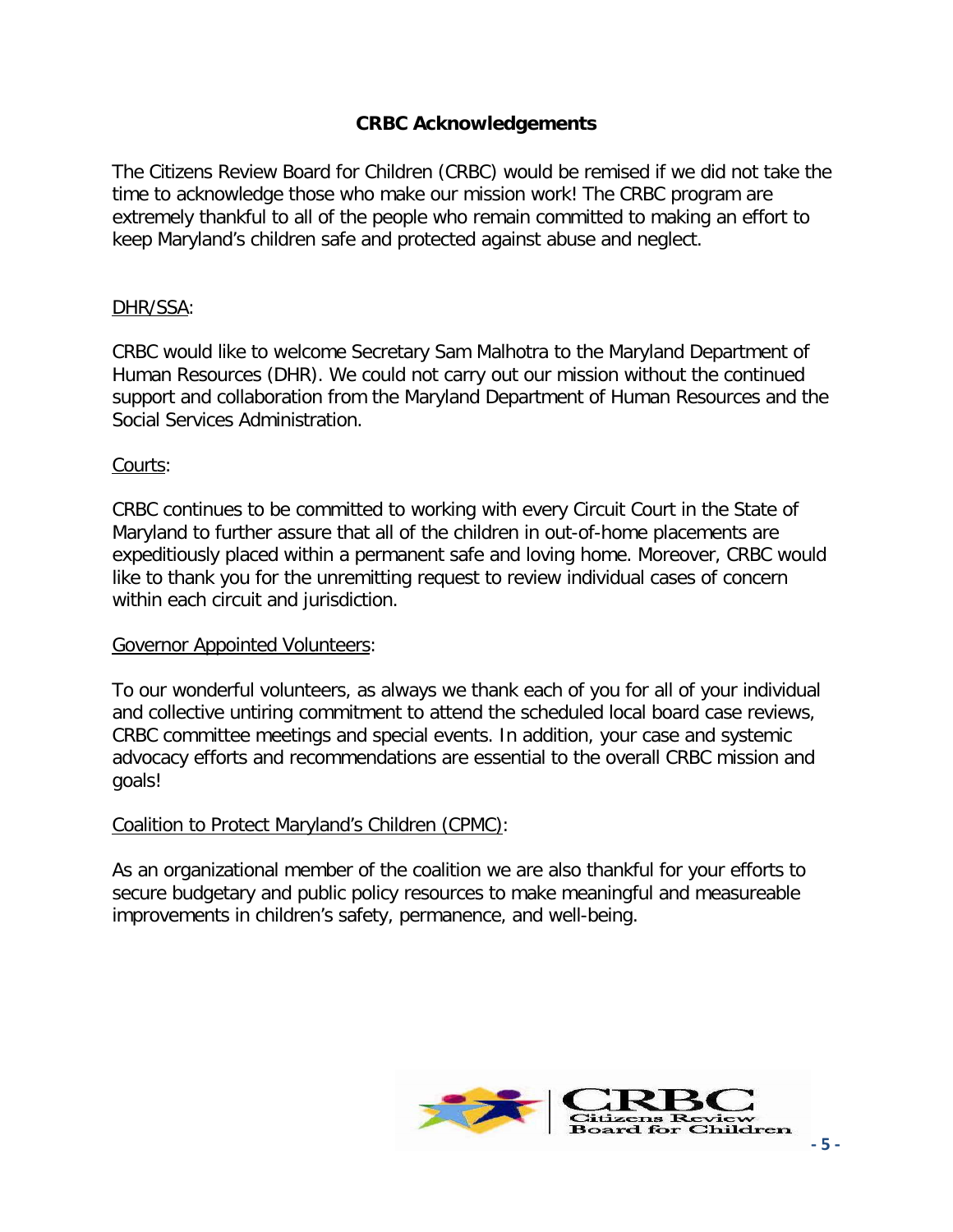## CRBC Acknowledgements

The Citizens Review Board for Children (CRBC) would be remised if we did not take the time to acknowledge those who make our mission work! The CRBC program are extremely thankful to all of the people who remain committed to making an effort to keep Maryland's children safe and protected against abuse and neglect.

DHR/SSA:

CRBC would like to welcome Secretary Sam Malhotra to the Maryland Department of Human Resources (DHR). We could not carry out our mission without the continued support and collaboration from the Maryland Department of Human Resources and the Social Services Administration.

Courts:

CRBC continues to be committed to working with every Circuit Court in the State of Maryland to further assure that all of the children in out-of-home placements are expeditiously placed within a permanent safe and loving home. Moreover, CRBC would like to thank you for the unremitting request to review individual cases of concern within each circuit and jurisdiction.

Governor Appointed Volunteers:

To our wonderful volunteers, as always we thank each of you for all of your individual and collective untiring commitment to attend the scheduled local board case reviews, CRBC committee meetings and special events. In addition, your case and systemic advocacy efforts and recommendations are essential to the overall CRBC mission and goals!

Coalition to Protect Maryland's Children (CPMC):

As an organizational member of the coalition we are also thankful for your efforts to secure budgetary and public policy resources to make meaningful and measureable improvements in children's safety, permanence, and well-being.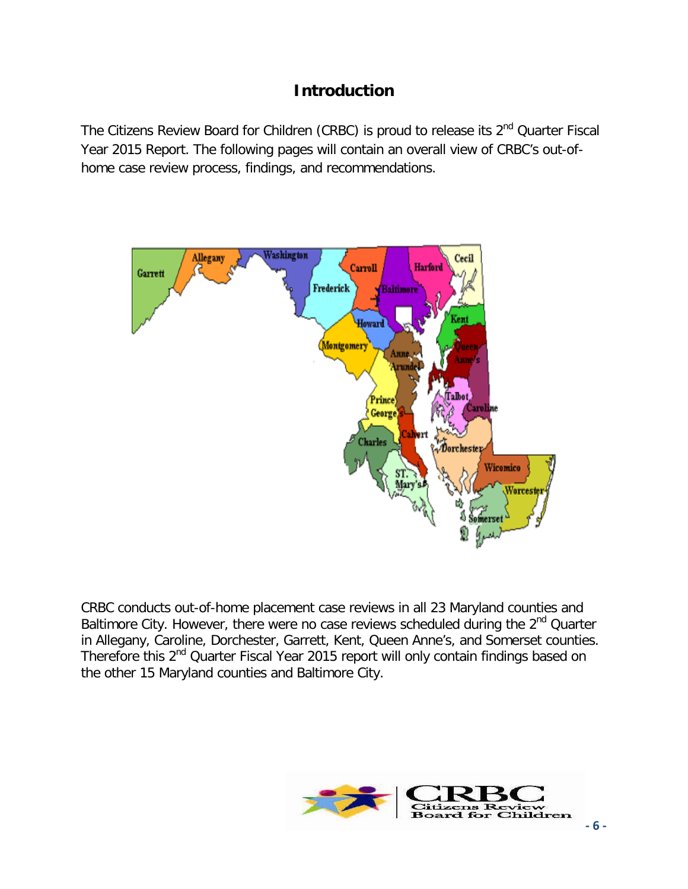# Introduction

The Citizens Review Board for Children (CRBC) is proud to release its 2nd Quarter Fiscal Year 2015 Report. The following pages will contain an overall view of CRBC's out-of-home case review process, findings, and recommendations.

CRBC conducts out-of-home placement case reviews in all 23 Maryland counties and Baltimore City. However, there were no case reviews scheduled during the 2nd Quarter in Allegany, Caroline, Dorchester, Garrett, Kent, Queen Anne's, and Somerset counties. Therefore this 2nd Quarter Fiscal Year 2015 report will only contain findings based on the other 15 Maryland counties and Baltimore City.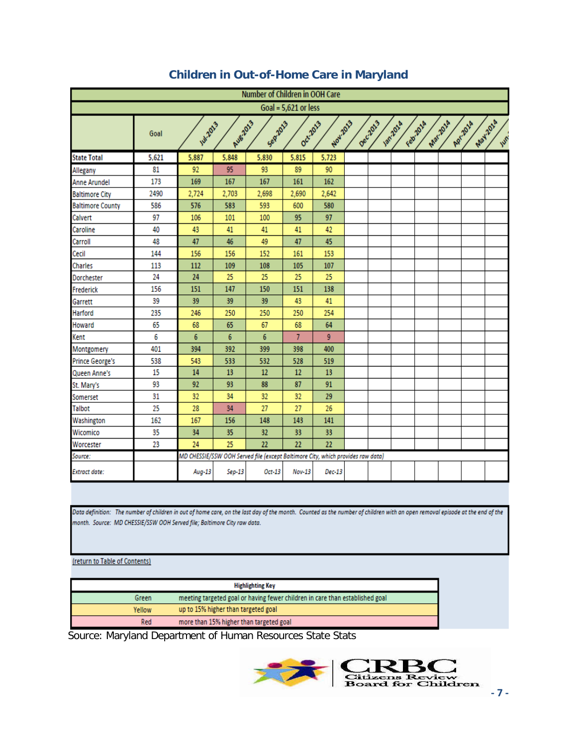## Children in Out-of-Home Care in Maryland

| | Goal | Jul-2013 | Aug-2013 | Sep-2013 | Oct-2013 | Nov-2013 | Dec-2013 | Jan-2014 | Feb-2014 | Mar-2014 | Apr-2014 | May-2014 | Jun- |
|---|---|---|---|---|---|---|---|---|---|---|---|---|---|
| **Number of Children in OOH Care** | | | | | | | | | | | | | |
| **Goal = 5,621 or less** | | | | | | | | | | | | | |
| State Total | 5,621 | 5,887 | 5,848 | 5,830 | 5,815 | 5,723 | | | | | | | |
| Allegany | 81 | 92 | 95 | 93 | 89 | 90 | | | | | | | |
| Anne Arundel | 173 | 169 | 167 | 167 | 161 | 162 | | | | | | | |
| Baltimore City | 2490 | 2,724 | 2,703 | 2,698 | 2,690 | 2,642 | | | | | | | |
| Baltimore County | 586 | 576 | 583 | 593 | 600 | 580 | | | | | | | |
| Calvert | 97 | 106 | 101 | 100 | 95 | 97 | | | | | | | |
| Caroline | 40 | 43 | 41 | 41 | 41 | 42 | | | | | | | |
| Carroll | 48 | 47 | 46 | 49 | 47 | 45 | | | | | | | |
| Cecil | 144 | 156 | 156 | 152 | 161 | 153 | | | | | | | |
| Charles | 113 | 112 | 109 | 108 | 105 | 107 | | | | | | | |
| Dorchester | 24 | 24 | 25 | 25 | 25 | 25 | | | | | | | |
| Frederick | 156 | 151 | 147 | 150 | 151 | 138 | | | | | | | |
| Garrett | 39 | 39 | 39 | 39 | 43 | 41 | | | | | | | |
| Harford | 235 | 246 | 250 | 250 | 250 | 254 | | | | | | | |
| Howard | 65 | 68 | 65 | 67 | 68 | 64 | | | | | | | |
| Kent | 6 | 6 | 6 | 6 | 7 | 9 | | | | | | | |
| Montgomery | 401 | 394 | 392 | 399 | 398 | 400 | | | | | | | |
| Prince George's | 538 | 543 | 533 | 532 | 528 | 519 | | | | | | | |
| Queen Anne's | 15 | 14 | 13 | 12 | 12 | 13 | | | | | | | |
| St. Mary's | 93 | 92 | 93 | 88 | 87 | 91 | | | | | | | |
| Somerset | 31 | 32 | 34 | 32 | 32 | 29 | | | | | | | |
| Talbot | 25 | 28 | 34 | 27 | 27 | 26 | | | | | | | |
| Washington | 162 | 167 | 156 | 148 | 143 | 141 | | | | | | | |
| Wicomico | 35 | 34 | 35 | 32 | 33 | 33 | | | | | | | |
| Worcester | 23 | 24 | 25 | 22 | 22 | 22 | | | | | | | |
| *Source:* | | *MD CHESSIE/SSW OOH Served file (except Baltimore City, which provides raw data)* | | | | | | | | | | | |
| *Extract date:* | | *Aug-13* | *Sep-13* | *Oct-13* | *Nov-13* | *Dec-13* | | | | | | | |

*Data definition: The number of children in out of home care, on the last day of the month. Counted as the number of children with an open removal episode at the end of the month. Source: MD CHESSIE/SSW OOH Served file; Baltimore City raw data.*

(return to Table of Contents)

| **Highlighting Key** | |
|---|---|
| Green | meeting targeted goal or having fewer children in care than established goal |
| Yellow | up to 15% higher than targeted goal |
| Red | more than 15% higher than targeted goal |

Source: Maryland Department of Human Resources State Stats

CRBC Citizens Review Board for Children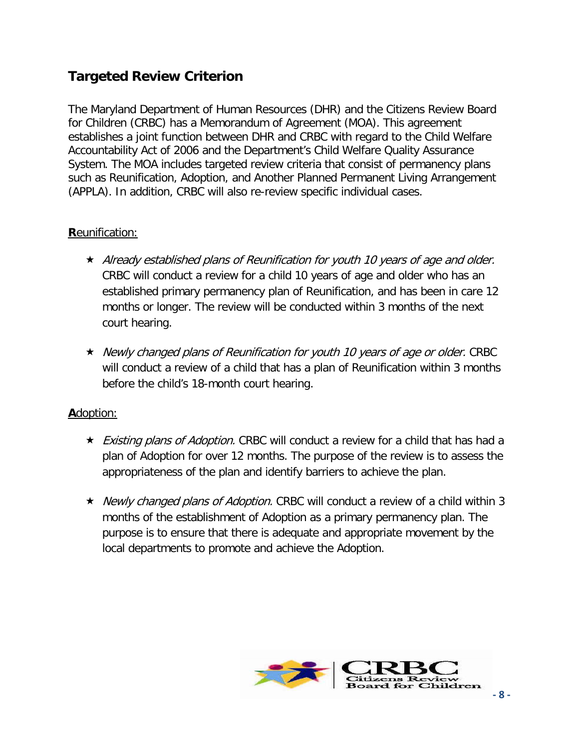## Targeted Review Criterion

The Maryland Department of Human Resources (DHR) and the Citizens Review Board for Children (CRBC) has a Memorandum of Agreement (MOA). This agreement establishes a joint function between DHR and CRBC with regard to the Child Welfare Accountability Act of 2006 and the Department's Child Welfare Quality Assurance System. The MOA includes targeted review criteria that consist of permanency plans such as Reunification, Adoption, and Another Planned Permanent Living Arrangement (APPLA). In addition, CRBC will also re-review specific individual cases.

**R**eunification:

- *Already established plans of Reunification for youth 10 years of age and older.* CRBC will conduct a review for a child 10 years of age and older who has an established primary permanency plan of Reunification, and has been in care 12 months or longer. The review will be conducted within 3 months of the next court hearing.

- *Newly changed plans of Reunification for youth 10 years of age or older.* CRBC will conduct a review of a child that has a plan of Reunification within 3 months before the child's 18-month court hearing.

**A**doption:

- *Existing plans of Adoption.* CRBC will conduct a review for a child that has had a plan of Adoption for over 12 months. The purpose of the review is to assess the appropriateness of the plan and identify barriers to achieve the plan.

- *Newly changed plans of Adoption.* CRBC will conduct a review of a child within 3 months of the establishment of Adoption as a primary permanency plan. The purpose is to ensure that there is adequate and appropriate movement by the local departments to promote and achieve the Adoption.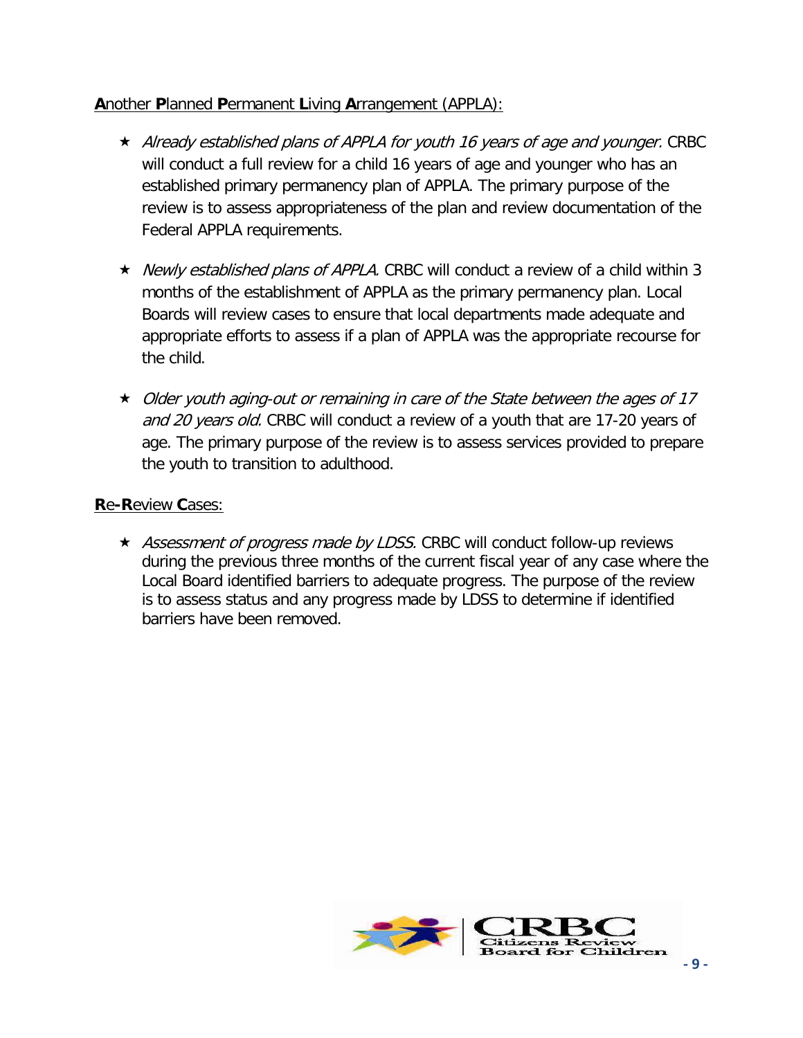<u>**A**nother **P**lanned **P**ermanent **L**iving **A**rrangement (APPLA):</u>

- ★ *Already established plans of APPLA for youth 16 years of age and younger.* CRBC will conduct a full review for a child 16 years of age and younger who has an established primary permanency plan of APPLA. The primary purpose of the review is to assess appropriateness of the plan and review documentation of the Federal APPLA requirements.

- ★ *Newly established plans of APPLA.* CRBC will conduct a review of a child within 3 months of the establishment of APPLA as the primary permanency plan. Local Boards will review cases to ensure that local departments made adequate and appropriate efforts to assess if a plan of APPLA was the appropriate recourse for the child.

- ★ *Older youth aging-out or remaining in care of the State between the ages of 17 and 20 years old.* CRBC will conduct a review of a youth that are 17-20 years of age. The primary purpose of the review is to assess services provided to prepare the youth to transition to adulthood.

<u>**R**e-**R**eview **C**ases:</u>

- ★ *Assessment of progress made by LDSS.* CRBC will conduct follow-up reviews during the previous three months of the current fiscal year of any case where the Local Board identified barriers to adequate progress. The purpose of the review is to assess status and any progress made by LDSS to determine if identified barriers have been removed.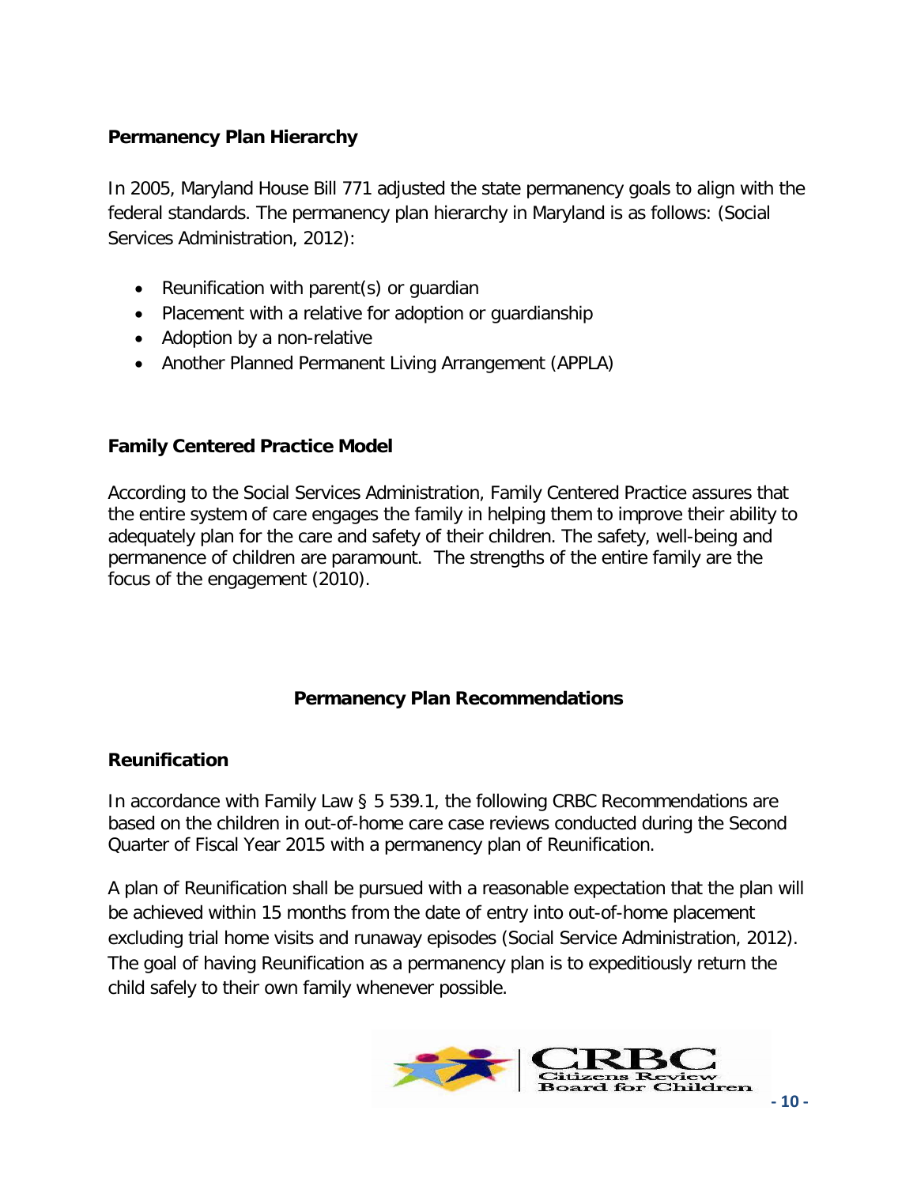### Permanency Plan Hierarchy

In 2005, Maryland House Bill 771 adjusted the state permanency goals to align with the federal standards. The permanency plan hierarchy in Maryland is as follows: (Social Services Administration, 2012):

- Reunification with parent(s) or guardian
- Placement with a relative for adoption or guardianship
- Adoption by a non-relative
- Another Planned Permanent Living Arrangement (APPLA)

### Family Centered Practice Model

According to the Social Services Administration, Family Centered Practice assures that the entire system of care engages the family in helping them to improve their ability to adequately plan for the care and safety of their children. The safety, well-being and permanence of children are paramount. The strengths of the entire family are the focus of the engagement (2010).

## Permanency Plan Recommendations

### Reunification

In accordance with Family Law § 5 539.1, the following CRBC Recommendations are based on the children in out-of-home care case reviews conducted during the Second Quarter of Fiscal Year 2015 with a permanency plan of Reunification.

A plan of Reunification shall be pursued with a reasonable expectation that the plan will be achieved within 15 months from the date of entry into out-of-home placement excluding trial home visits and runaway episodes (Social Service Administration, 2012). The goal of having Reunification as a permanency plan is to expeditiously return the child safely to their own family whenever possible.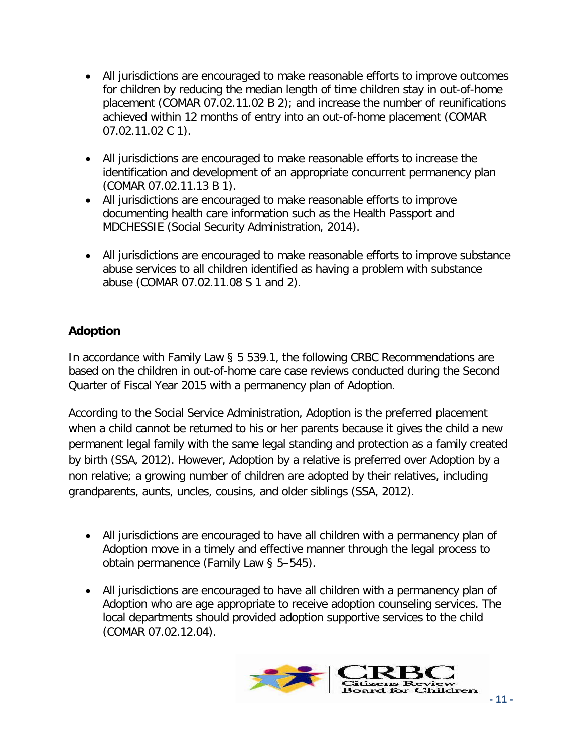- All jurisdictions are encouraged to make reasonable efforts to improve outcomes for children by reducing the median length of time children stay in out-of-home placement (COMAR 07.02.11.02 B 2); and increase the number of reunifications achieved within 12 months of entry into an out-of-home placement (COMAR 07.02.11.02 C 1).

- All jurisdictions are encouraged to make reasonable efforts to increase the identification and development of an appropriate concurrent permanency plan (COMAR 07.02.11.13 B 1).
- All jurisdictions are encouraged to make reasonable efforts to improve documenting health care information such as the Health Passport and MDCHESSIE (Social Security Administration, 2014).

- All jurisdictions are encouraged to make reasonable efforts to improve substance abuse services to all children identified as having a problem with substance abuse (COMAR 07.02.11.08 S 1 and 2).

### Adoption

In accordance with Family Law § 5 539.1, the following CRBC Recommendations are based on the children in out-of-home care case reviews conducted during the Second Quarter of Fiscal Year 2015 with a permanency plan of Adoption.

According to the Social Service Administration, Adoption is the preferred placement when a child cannot be returned to his or her parents because it gives the child a new permanent legal family with the same legal standing and protection as a family created by birth (SSA, 2012). However, Adoption by a relative is preferred over Adoption by a non relative; a growing number of children are adopted by their relatives, including grandparents, aunts, uncles, cousins, and older siblings (SSA, 2012).

- All jurisdictions are encouraged to have all children with a permanency plan of Adoption move in a timely and effective manner through the legal process to obtain permanence (Family Law § 5–545).

- All jurisdictions are encouraged to have all children with a permanency plan of Adoption who are age appropriate to receive adoption counseling services. The local departments should provided adoption supportive services to the child (COMAR 07.02.12.04).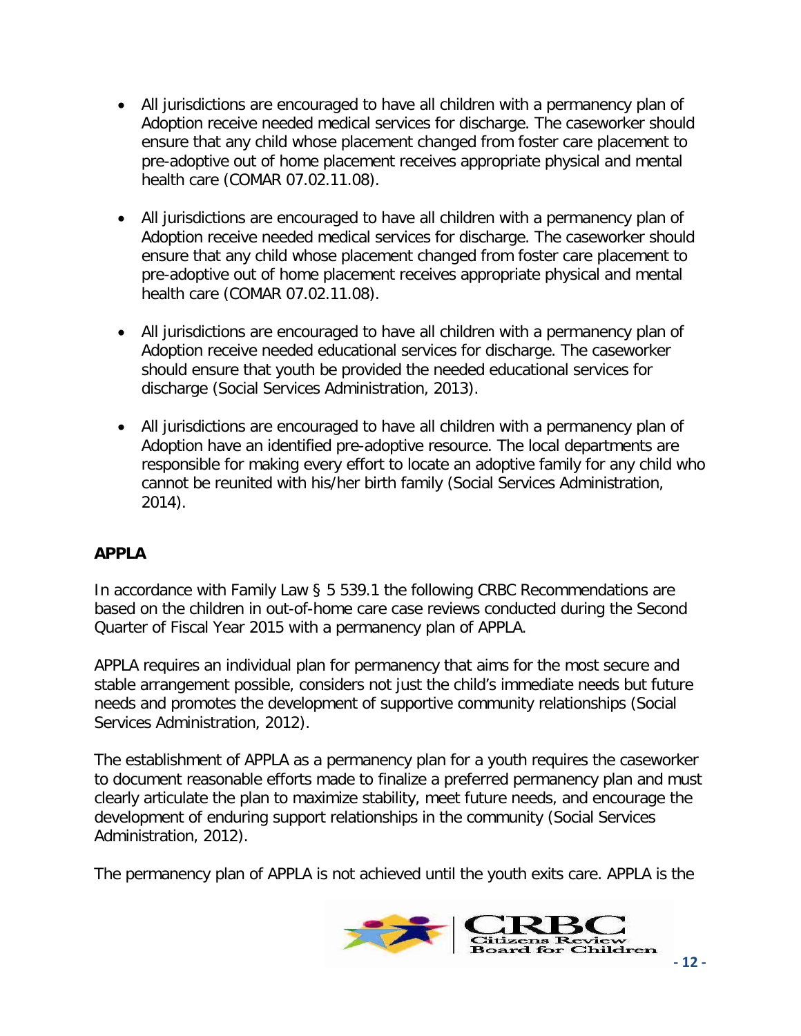- All jurisdictions are encouraged to have all children with a permanency plan of Adoption receive needed medical services for discharge. The caseworker should ensure that any child whose placement changed from foster care placement to pre-adoptive out of home placement receives appropriate physical and mental health care (COMAR 07.02.11.08).

- All jurisdictions are encouraged to have all children with a permanency plan of Adoption receive needed medical services for discharge. The caseworker should ensure that any child whose placement changed from foster care placement to pre-adoptive out of home placement receives appropriate physical and mental health care (COMAR 07.02.11.08).

- All jurisdictions are encouraged to have all children with a permanency plan of Adoption receive needed educational services for discharge. The caseworker should ensure that youth be provided the needed educational services for discharge (Social Services Administration, 2013).

- All jurisdictions are encouraged to have all children with a permanency plan of Adoption have an identified pre-adoptive resource. The local departments are responsible for making every effort to locate an adoptive family for any child who cannot be reunited with his/her birth family (Social Services Administration, 2014).

**APPLA**

In accordance with Family Law § 5 539.1 the following CRBC Recommendations are based on the children in out-of-home care case reviews conducted during the Second Quarter of Fiscal Year 2015 with a permanency plan of APPLA.

APPLA requires an individual plan for permanency that aims for the most secure and stable arrangement possible, considers not just the child's immediate needs but future needs and promotes the development of supportive community relationships (Social Services Administration, 2012).

The establishment of APPLA as a permanency plan for a youth requires the caseworker to document reasonable efforts made to finalize a preferred permanency plan and must clearly articulate the plan to maximize stability, meet future needs, and encourage the development of enduring support relationships in the community (Social Services Administration, 2012).

The permanency plan of APPLA is not achieved until the youth exits care. APPLA is the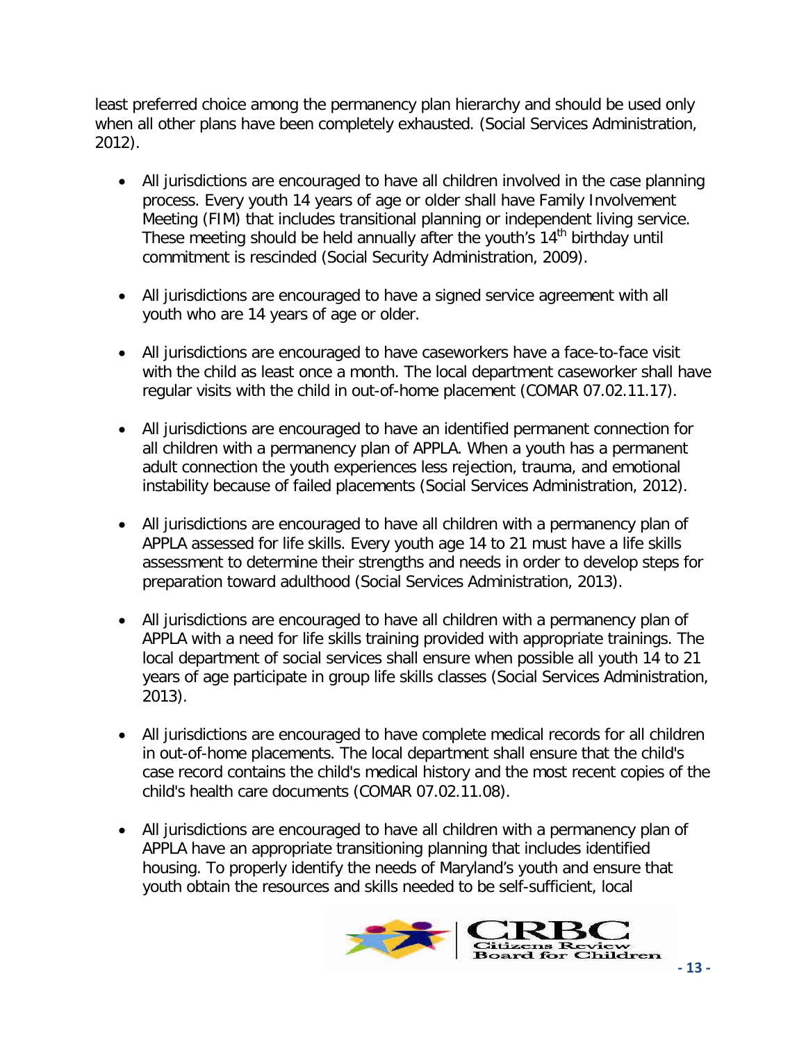least preferred choice among the permanency plan hierarchy and should be used only when all other plans have been completely exhausted. (Social Services Administration, 2012).

- All jurisdictions are encouraged to have all children involved in the case planning process. Every youth 14 years of age or older shall have Family Involvement Meeting (FIM) that includes transitional planning or independent living service. These meeting should be held annually after the youth's 14th birthday until commitment is rescinded (Social Security Administration, 2009).

- All jurisdictions are encouraged to have a signed service agreement with all youth who are 14 years of age or older.

- All jurisdictions are encouraged to have caseworkers have a face-to-face visit with the child as least once a month. The local department caseworker shall have regular visits with the child in out-of-home placement (COMAR 07.02.11.17).

- All jurisdictions are encouraged to have an identified permanent connection for all children with a permanency plan of APPLA. When a youth has a permanent adult connection the youth experiences less rejection, trauma, and emotional instability because of failed placements (Social Services Administration, 2012).

- All jurisdictions are encouraged to have all children with a permanency plan of APPLA assessed for life skills. Every youth age 14 to 21 must have a life skills assessment to determine their strengths and needs in order to develop steps for preparation toward adulthood (Social Services Administration, 2013).

- All jurisdictions are encouraged to have all children with a permanency plan of APPLA with a need for life skills training provided with appropriate trainings. The local department of social services shall ensure when possible all youth 14 to 21 years of age participate in group life skills classes (Social Services Administration, 2013).

- All jurisdictions are encouraged to have complete medical records for all children in out-of-home placements. The local department shall ensure that the child's case record contains the child's medical history and the most recent copies of the child's health care documents (COMAR 07.02.11.08).

- All jurisdictions are encouraged to have all children with a permanency plan of APPLA have an appropriate transitioning planning that includes identified housing. To properly identify the needs of Maryland's youth and ensure that youth obtain the resources and skills needed to be self-sufficient, local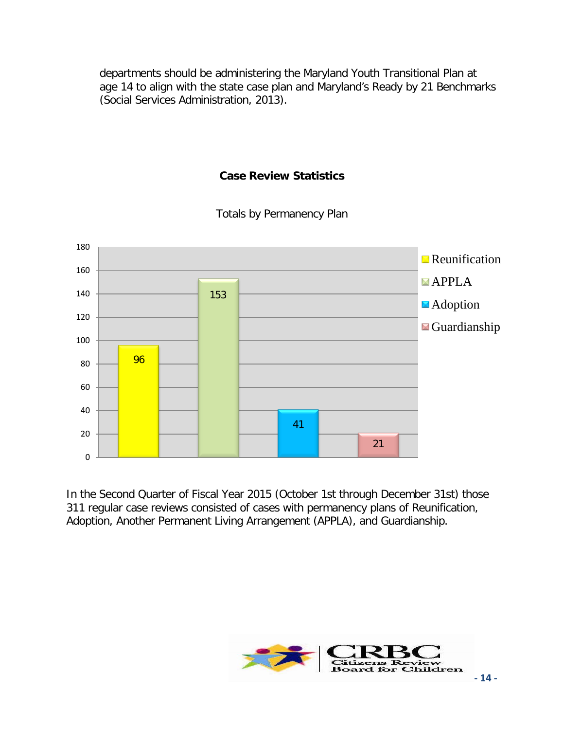departments should be administering the Maryland Youth Transitional Plan at age 14 to align with the state case plan and Maryland's Ready by 21 Benchmarks (Social Services Administration, 2013).

## Case Review Statistics

Totals by Permanency Plan

| Permanency Plan | Total |
|---|---|
| Reunification | 96 |
| APPLA | 153 |
| Adoption | 41 |
| Guardianship | 21 |

In the Second Quarter of Fiscal Year 2015 (October 1st through December 31st) those 311 regular case reviews consisted of cases with permanency plans of Reunification, Adoption, Another Permanent Living Arrangement (APPLA), and Guardianship.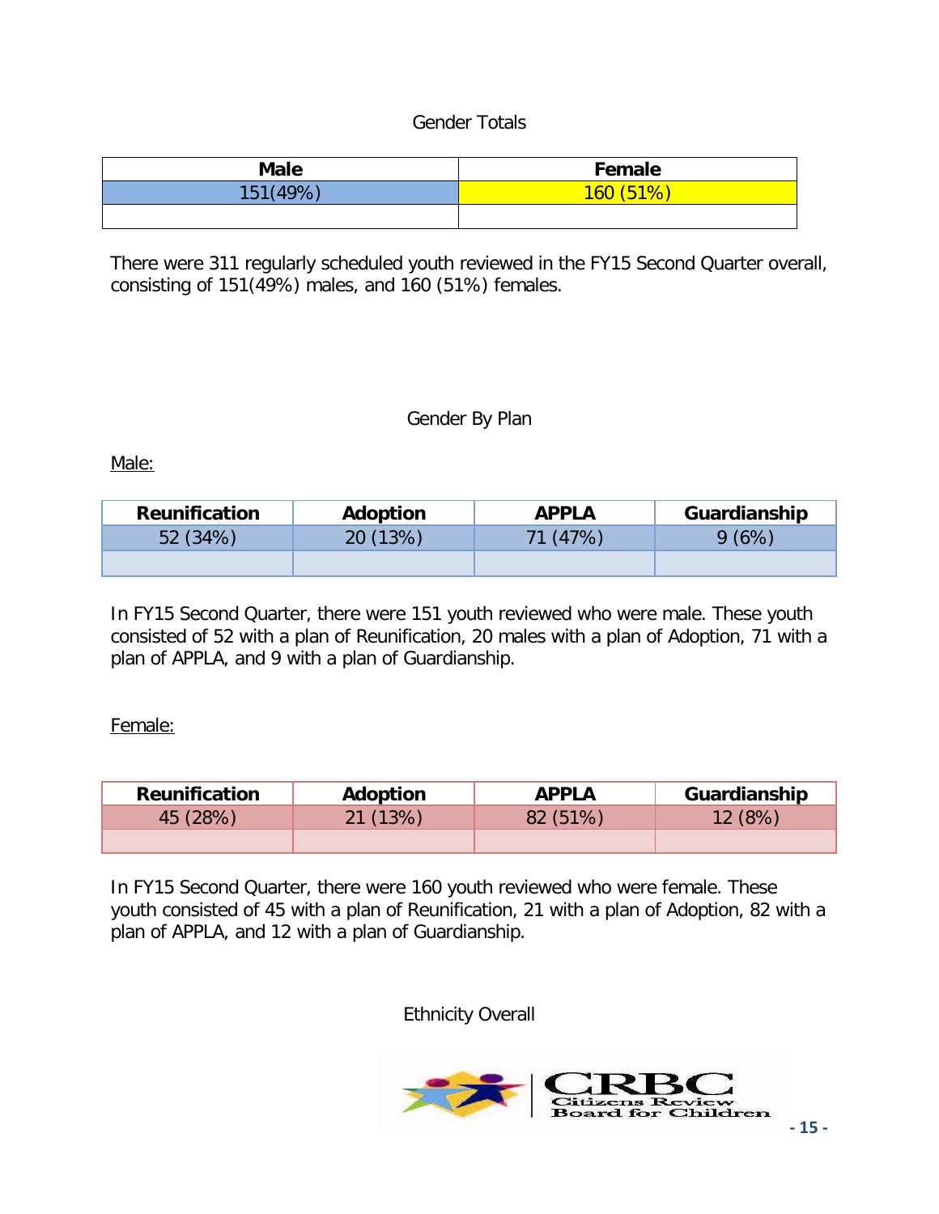## Gender Totals

| Male | Female |
|---|---|
| 151(49%) | 160 (51%) |
| | |

There were 311 regularly scheduled youth reviewed in the FY15 Second Quarter overall, consisting of 151(49%) males, and 160 (51%) females.

## Gender By Plan

Male:

| Reunification | Adoption | APPLA | Guardianship |
|---|---|---|---|
| 52 (34%) | 20 (13%) | 71 (47%) | 9 (6%) |
| | | | |

In FY15 Second Quarter, there were 151 youth reviewed who were male. These youth consisted of 52 with a plan of Reunification, 20 males with a plan of Adoption, 71 with a plan of APPLA, and 9 with a plan of Guardianship.

Female:

| Reunification | Adoption | APPLA | Guardianship |
|---|---|---|---|
| 45 (28%) | 21 (13%) | 82 (51%) | 12 (8%) |
| | | | |

In FY15 Second Quarter, there were 160 youth reviewed who were female. These youth consisted of 45 with a plan of Reunification, 21 with a plan of Adoption, 82 with a plan of APPLA, and 12 with a plan of Guardianship.

## Ethnicity Overall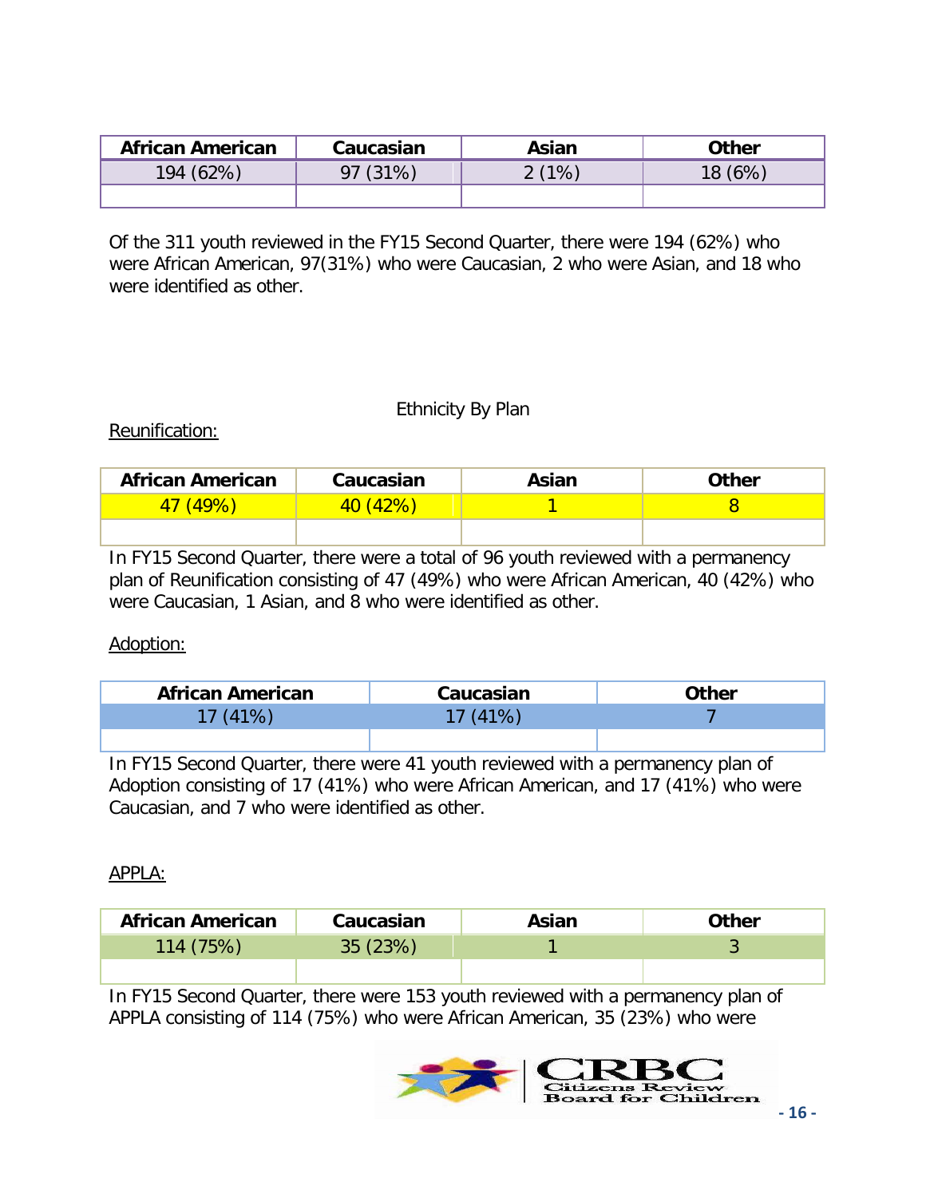| African American | Caucasian | Asian | Other |
|---|---|---|---|
| 194 (62%) | 97 (31%) | 2 (1%) | 18 (6%) |
| | | | |

Of the 311 youth reviewed in the FY15 Second Quarter, there were 194 (62%) who were African American, 97(31%) who were Caucasian, 2 who were Asian, and 18 who were identified as other.

Ethnicity By Plan

Reunification:

| African American | Caucasian | Asian | Other |
|---|---|---|---|
| 47 (49%) | 40 (42%) | 1 | 8 |
| | | | |

In FY15 Second Quarter, there were a total of 96 youth reviewed with a permanency plan of Reunification consisting of 47 (49%) who were African American, 40 (42%) who were Caucasian, 1 Asian, and 8 who were identified as other.

Adoption:

| African American | Caucasian | Other |
|---|---|---|
| 17 (41%) | 17 (41%) | 7 |
| | | |

In FY15 Second Quarter, there were 41 youth reviewed with a permanency plan of Adoption consisting of 17 (41%) who were African American, and 17 (41%) who were Caucasian, and 7 who were identified as other.

APPLA:

| African American | Caucasian | Asian | Other |
|---|---|---|---|
| 114 (75%) | 35 (23%) | 1 | 3 |
| | | | |

In FY15 Second Quarter, there were 153 youth reviewed with a permanency plan of APPLA consisting of 114 (75%) who were African American, 35 (23%) who were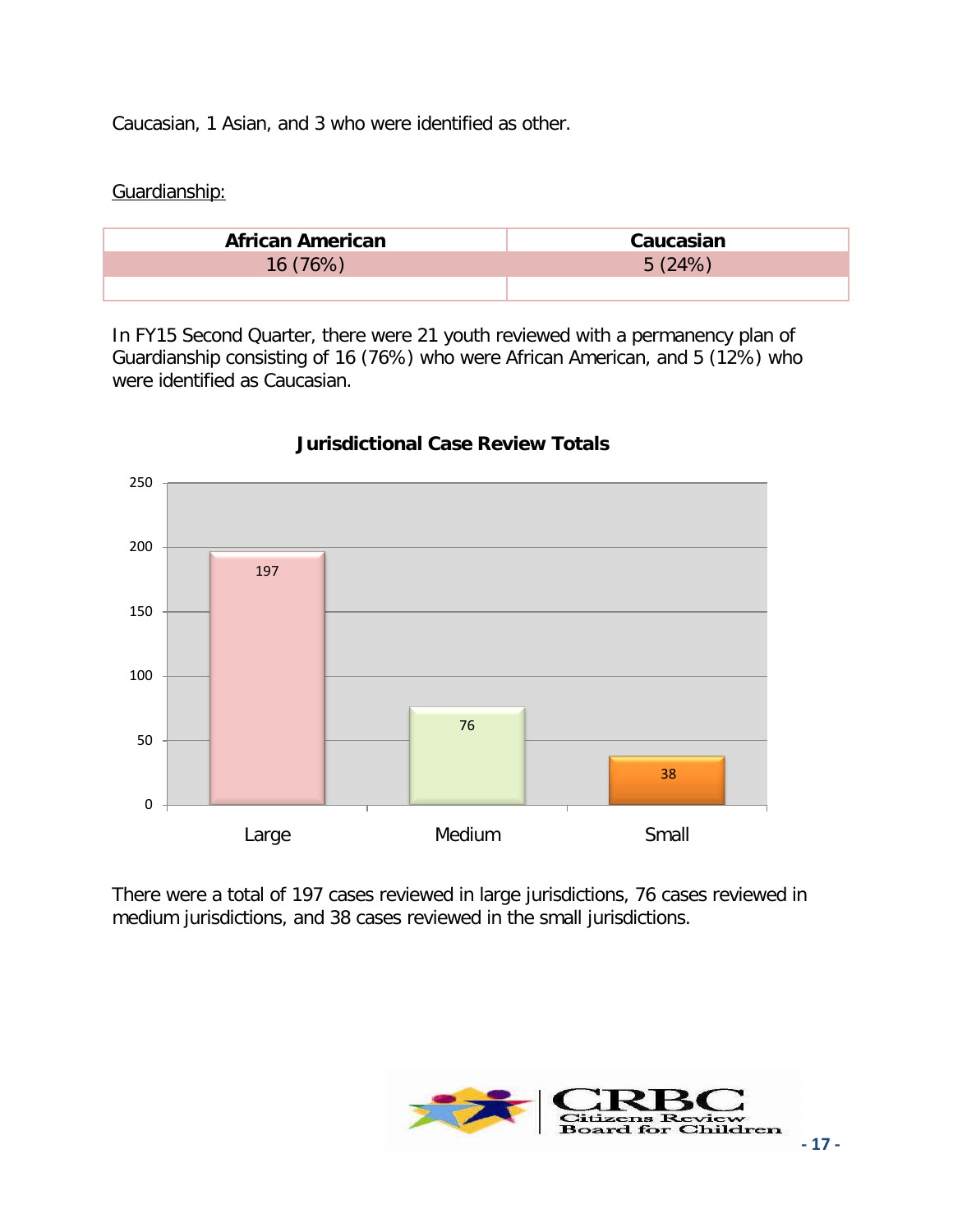Caucasian, 1 Asian, and 3 who were identified as other.

Guardianship:

| African American | Caucasian |
|---|---|
| 16 (76%) | 5 (24%) |
| | |

In FY15 Second Quarter, there were 21 youth reviewed with a permanency plan of Guardianship consisting of 16 (76%) who were African American, and 5 (12%) who were identified as Caucasian.

**Jurisdictional Case Review Totals**

| Jurisdiction | Cases Reviewed |
|---|---|
| Large | 197 |
| Medium | 76 |
| Small | 38 |

There were a total of 197 cases reviewed in large jurisdictions, 76 cases reviewed in medium jurisdictions, and 38 cases reviewed in the small jurisdictions.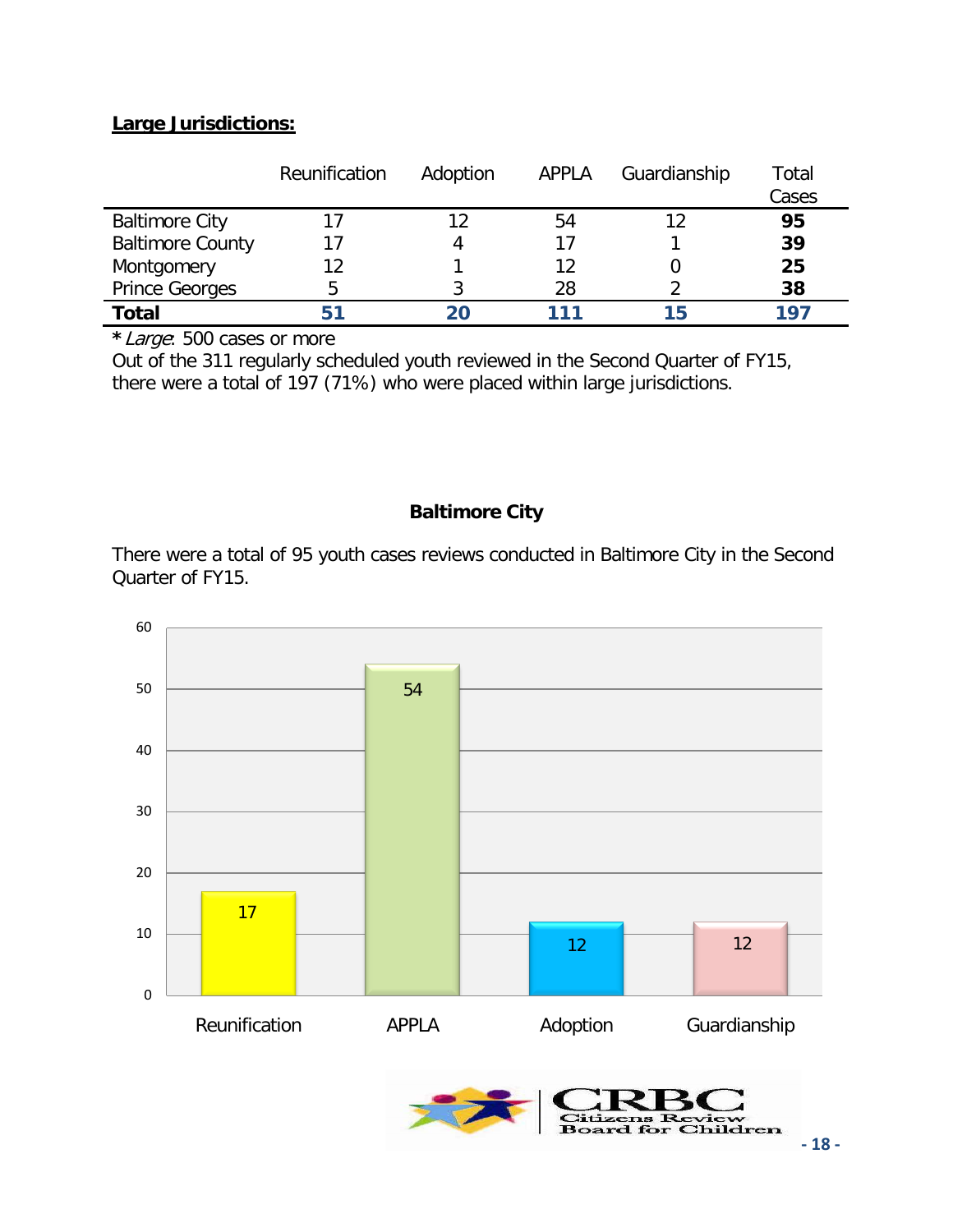**Large Jurisdictions:**

| | Reunification | Adoption | APPLA | Guardianship | Total Cases |
|---|---|---|---|---|---|
| Baltimore City | 17 | 12 | 54 | 12 | **95** |
| Baltimore County | 17 | 4 | 17 | 1 | **39** |
| Montgomery | 12 | 1 | 12 | 0 | **25** |
| Prince Georges | 5 | 3 | 28 | 2 | **38** |
| **Total** | **51** | **20** | **111** | **15** | **197** |

**\*** *Large*: 500 cases or more

Out of the 311 regularly scheduled youth reviewed in the Second Quarter of FY15, there were a total of 197 (71%) who were placed within large jurisdictions.

**Baltimore City**

There were a total of 95 youth cases reviews conducted in Baltimore City in the Second Quarter of FY15.

| Reunification | APPLA | Adoption | Guardianship |
|---|---|---|---|
| 17 | 54 | 12 | 12 |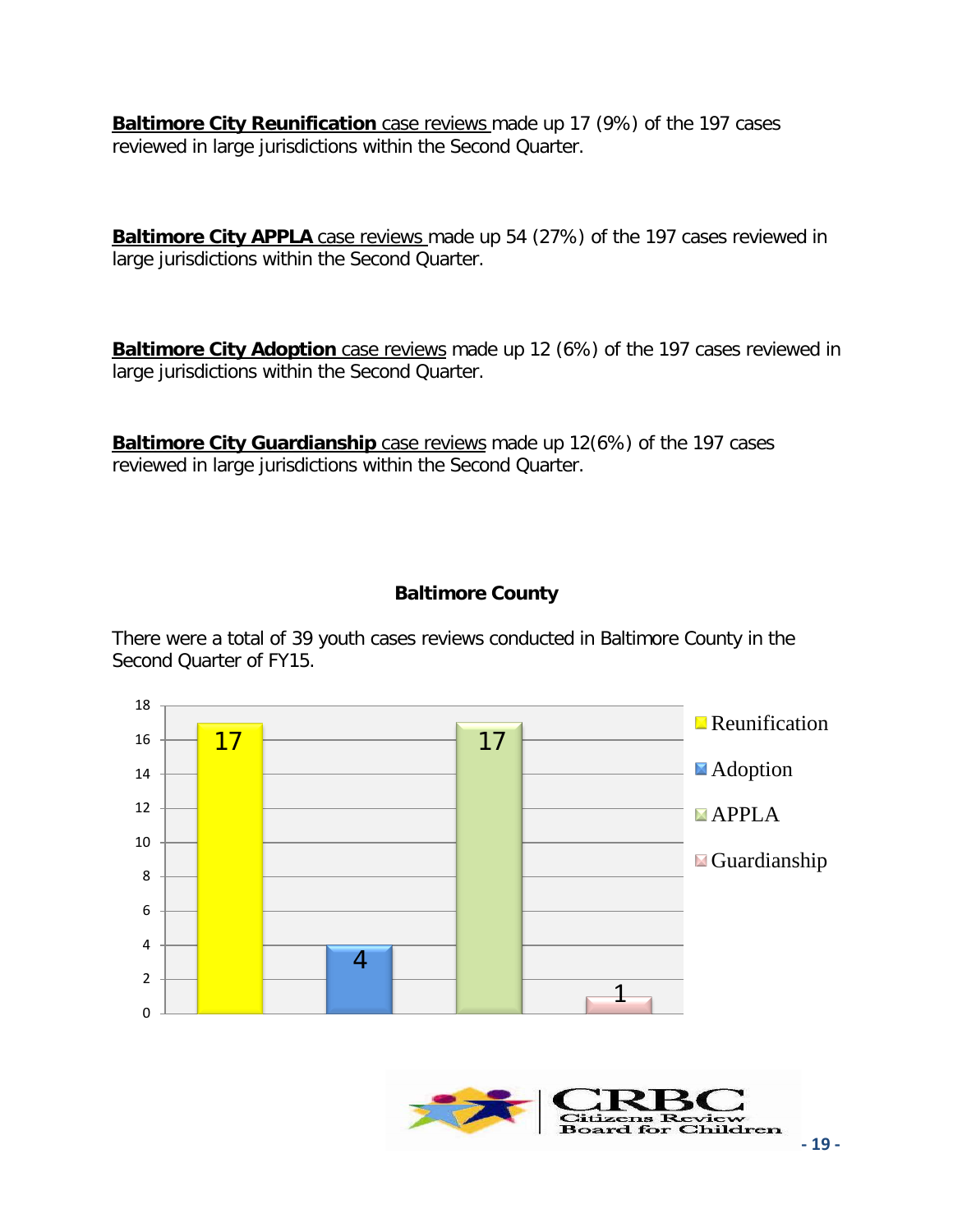**Baltimore City Reunification** case reviews made up 17 (9%) of the 197 cases reviewed in large jurisdictions within the Second Quarter.

**Baltimore City APPLA** case reviews made up 54 (27%) of the 197 cases reviewed in large jurisdictions within the Second Quarter.

**Baltimore City Adoption** case reviews made up 12 (6%) of the 197 cases reviewed in large jurisdictions within the Second Quarter.

**Baltimore City Guardianship** case reviews made up 12(6%) of the 197 cases reviewed in large jurisdictions within the Second Quarter.

## Baltimore County

There were a total of 39 youth cases reviews conducted in Baltimore County in the Second Quarter of FY15.

| Category | Cases |
|---|---|
| Reunification | 17 |
| Adoption | 4 |
| APPLA | 17 |
| Guardianship | 1 |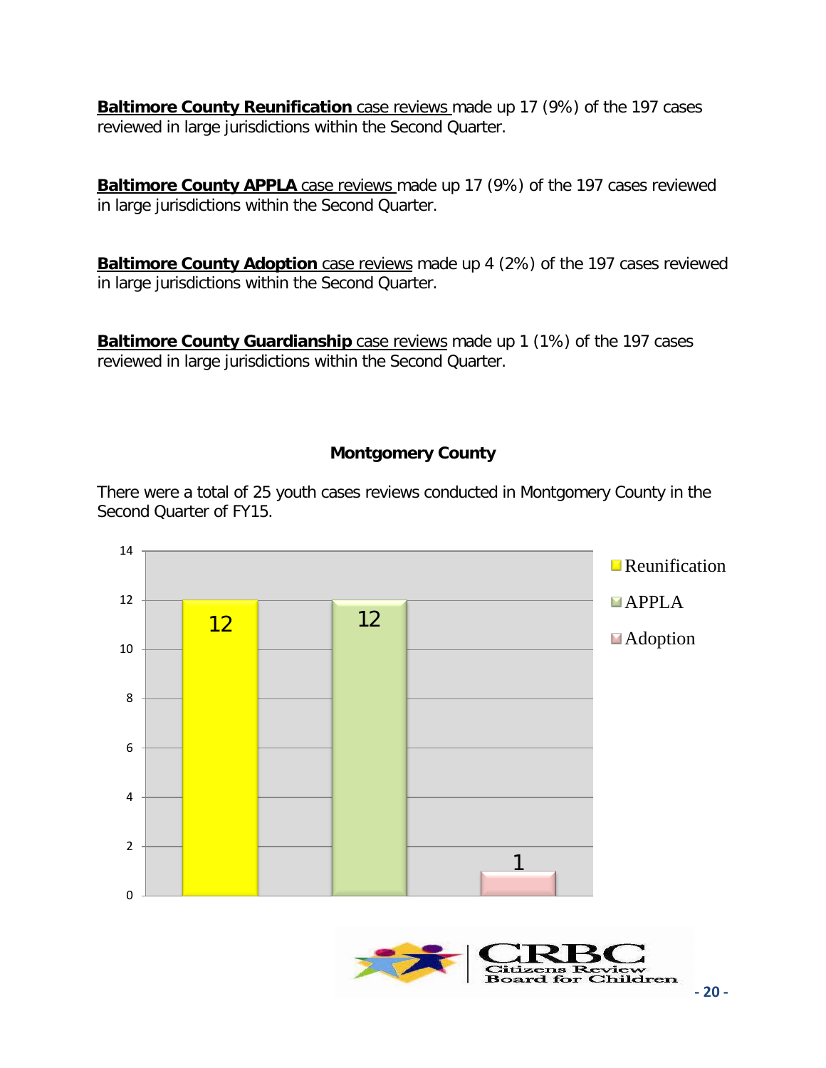**Baltimore County Reunification** case reviews made up 17 (9%) of the 197 cases reviewed in large jurisdictions within the Second Quarter.

**Baltimore County APPLA** case reviews made up 17 (9%) of the 197 cases reviewed in large jurisdictions within the Second Quarter.

**Baltimore County Adoption** case reviews made up 4 (2%) of the 197 cases reviewed in large jurisdictions within the Second Quarter.

**Baltimore County Guardianship** case reviews made up 1 (1%) of the 197 cases reviewed in large jurisdictions within the Second Quarter.

### Montgomery County

There were a total of 25 youth cases reviews conducted in Montgomery County in the Second Quarter of FY15.

| Reunification | APPLA | Adoption |
|---|---|---|
| 12 | 12 | 1 |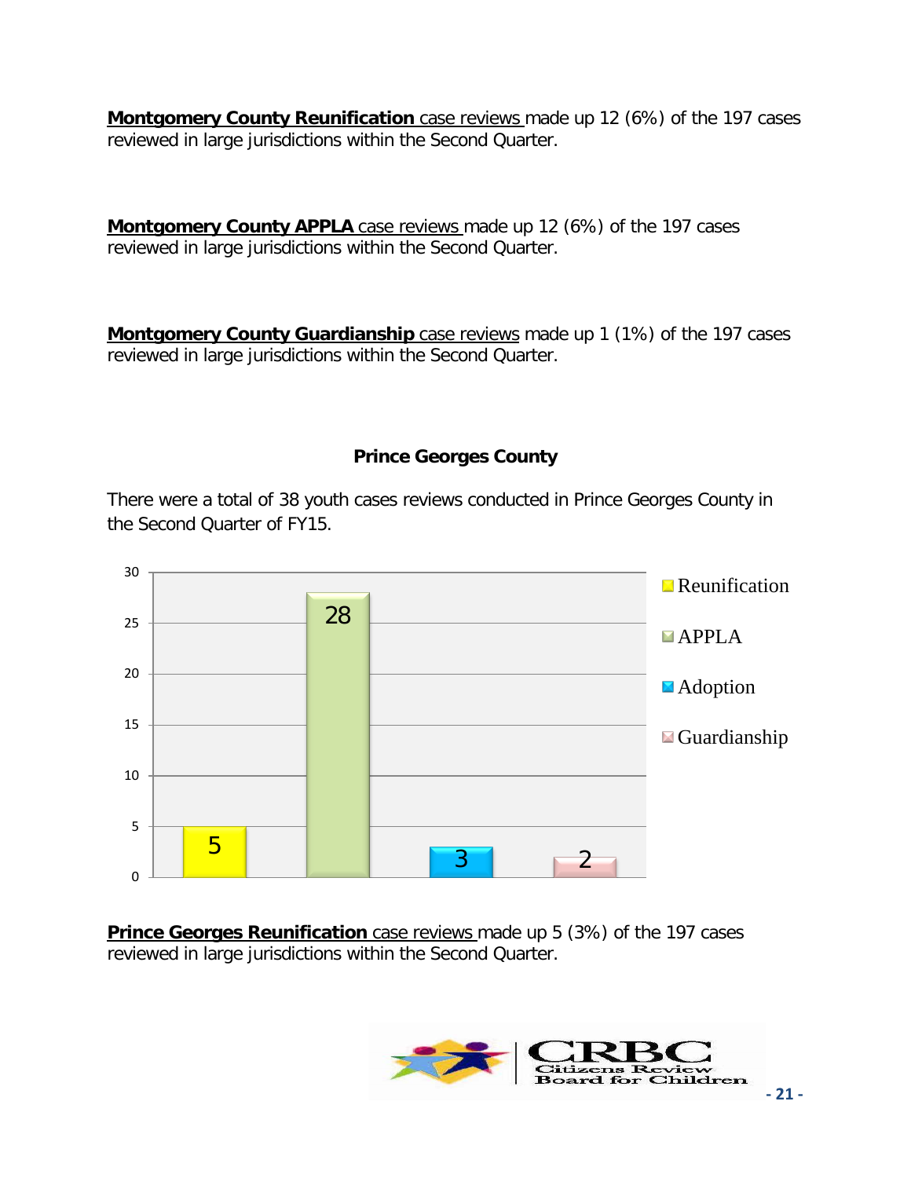**Montgomery County Reunification** case reviews made up 12 (6%) of the 197 cases reviewed in large jurisdictions within the Second Quarter.

**Montgomery County APPLA** case reviews made up 12 (6%) of the 197 cases reviewed in large jurisdictions within the Second Quarter.

**Montgomery County Guardianship** case reviews made up 1 (1%) of the 197 cases reviewed in large jurisdictions within the Second Quarter.

### Prince Georges County

There were a total of 38 youth cases reviews conducted in Prince Georges County in the Second Quarter of FY15.

| Reunification | APPLA | Adoption | Guardianship |
|---|---|---|---|
| 5 | 28 | 3 | 2 |

**Prince Georges Reunification** case reviews made up 5 (3%) of the 197 cases reviewed in large jurisdictions within the Second Quarter.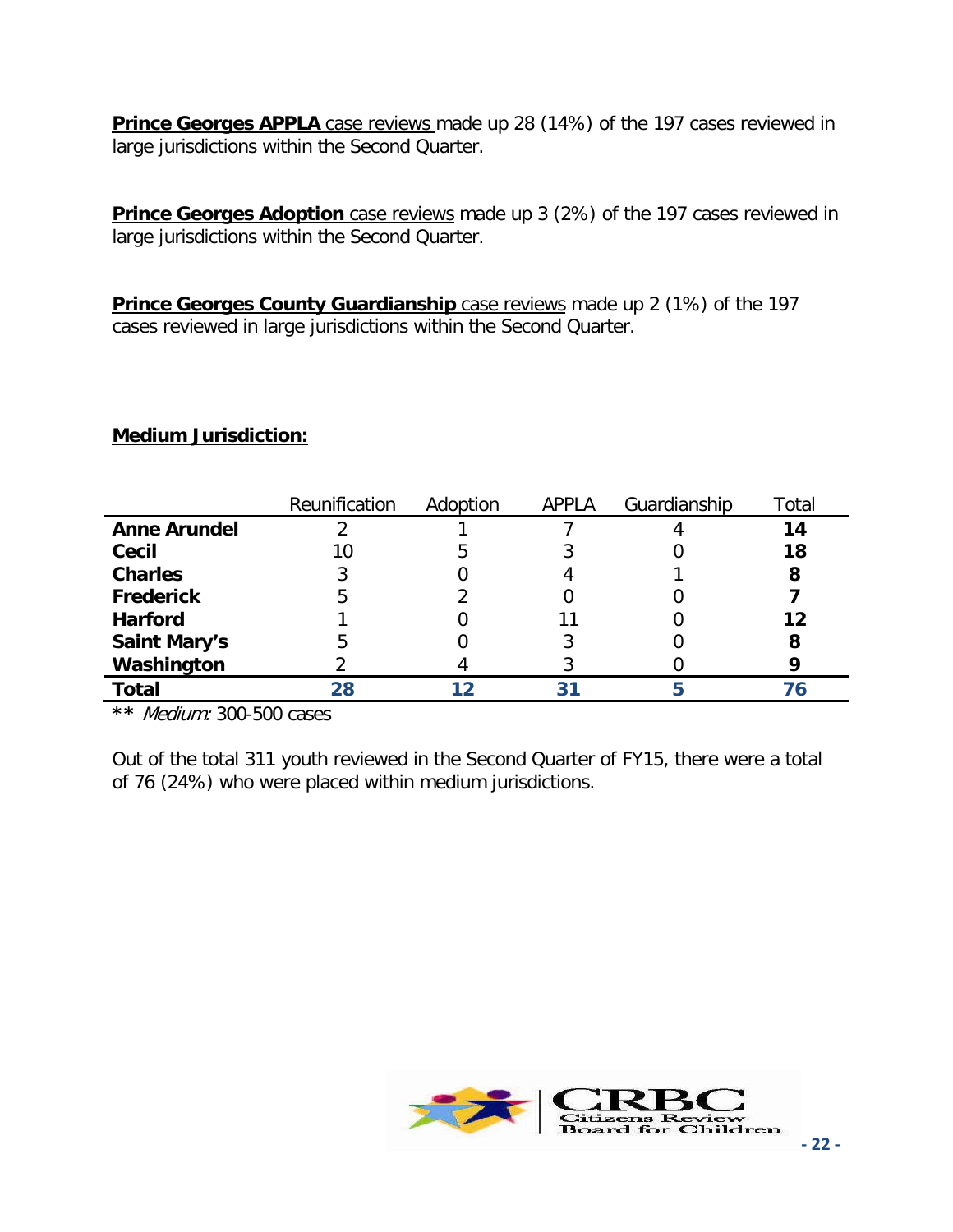**Prince Georges APPLA** case reviews made up 28 (14%) of the 197 cases reviewed in large jurisdictions within the Second Quarter.

**Prince Georges Adoption** case reviews made up 3 (2%) of the 197 cases reviewed in large jurisdictions within the Second Quarter.

**Prince Georges County Guardianship** case reviews made up 2 (1%) of the 197 cases reviewed in large jurisdictions within the Second Quarter.

**Medium Jurisdiction:**

| | Reunification | Adoption | APPLA | Guardianship | Total |
|---|---|---|---|---|---|
| **Anne Arundel** | 2 | 1 | 7 | 4 | **14** |
| **Cecil** | 10 | 5 | 3 | 0 | **18** |
| **Charles** | 3 | 0 | 4 | 1 | **8** |
| **Frederick** | 5 | 2 | 0 | 0 | **7** |
| **Harford** | 1 | 0 | 11 | 0 | **12** |
| **Saint Mary's** | 5 | 0 | 3 | 0 | **8** |
| **Washington** | 2 | 4 | 3 | 0 | **9** |
| **Total** | **28** | **12** | **31** | **5** | **76** |

** *Medium:* 300-500 cases

Out of the total 311 youth reviewed in the Second Quarter of FY15, there were a total of 76 (24%) who were placed within medium jurisdictions.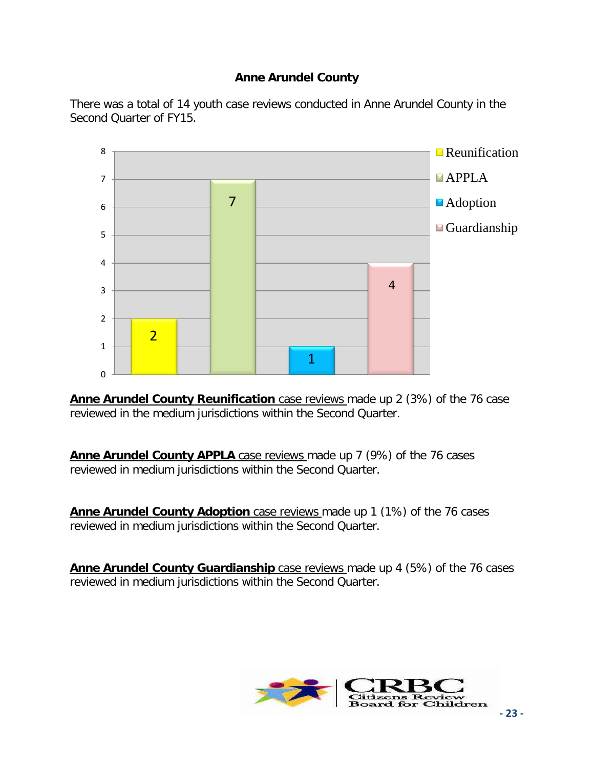## Anne Arundel County

There was a total of 14 youth case reviews conducted in Anne Arundel County in the Second Quarter of FY15.

| Category | Count |
|---|---|
| Reunification | 2 |
| APPLA | 7 |
| Adoption | 1 |
| Guardianship | 4 |

**Anne Arundel County Reunification** case reviews made up 2 (3%) of the 76 case reviewed in the medium jurisdictions within the Second Quarter.

**Anne Arundel County APPLA** case reviews made up 7 (9%) of the 76 cases reviewed in medium jurisdictions within the Second Quarter.

**Anne Arundel County Adoption** case reviews made up 1 (1%) of the 76 cases reviewed in medium jurisdictions within the Second Quarter.

**Anne Arundel County Guardianship** case reviews made up 4 (5%) of the 76 cases reviewed in medium jurisdictions within the Second Quarter.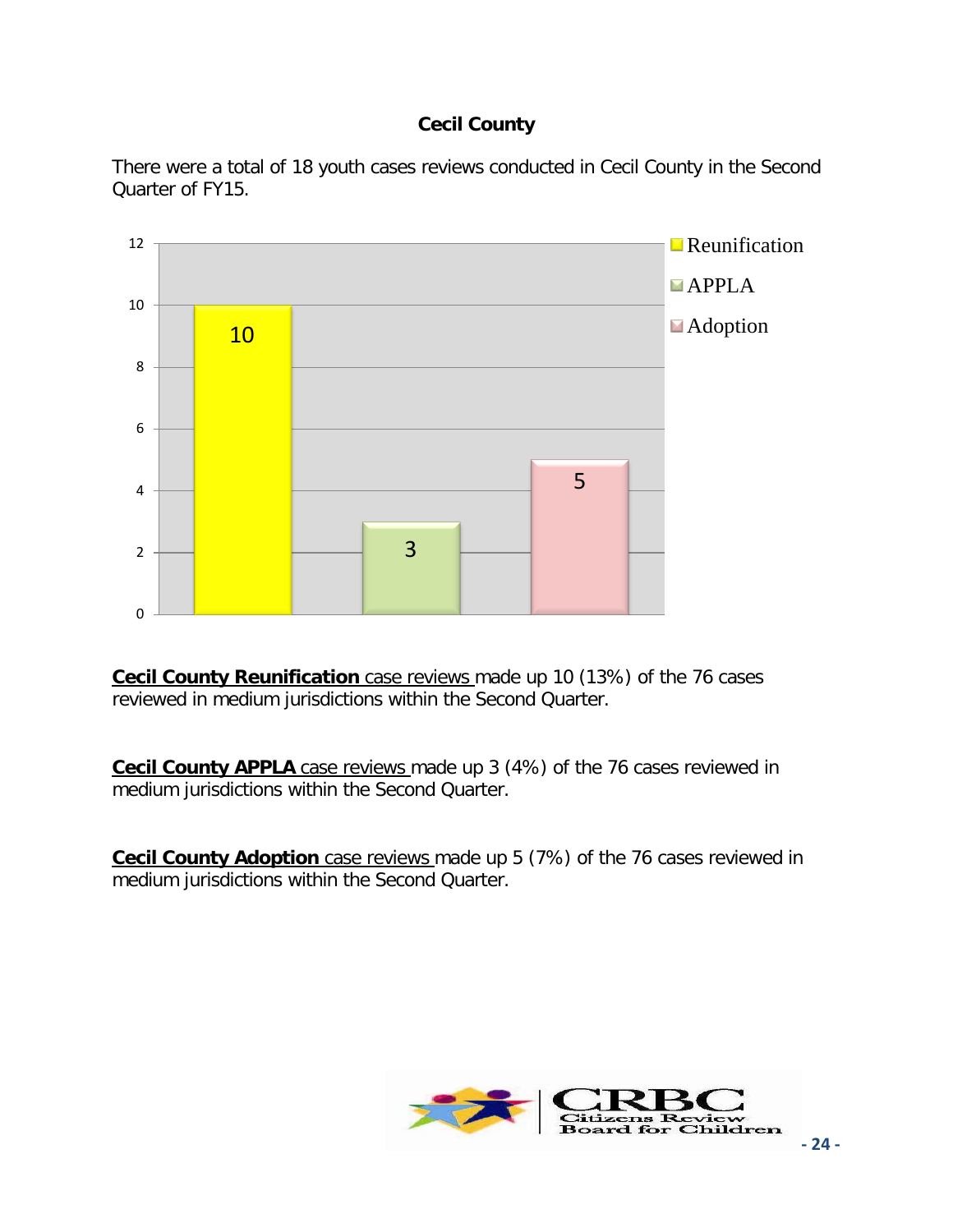**Cecil County**

There were a total of 18 youth cases reviews conducted in Cecil County in the Second Quarter of FY15.

| Category | Cases |
| --- | --- |
| Reunification | 10 |
| APPLA | 3 |
| Adoption | 5 |

**Cecil County Reunification** case reviews made up 10 (13%) of the 76 cases reviewed in medium jurisdictions within the Second Quarter.

**Cecil County APPLA** case reviews made up 3 (4%) of the 76 cases reviewed in medium jurisdictions within the Second Quarter.

**Cecil County Adoption** case reviews made up 5 (7%) of the 76 cases reviewed in medium jurisdictions within the Second Quarter.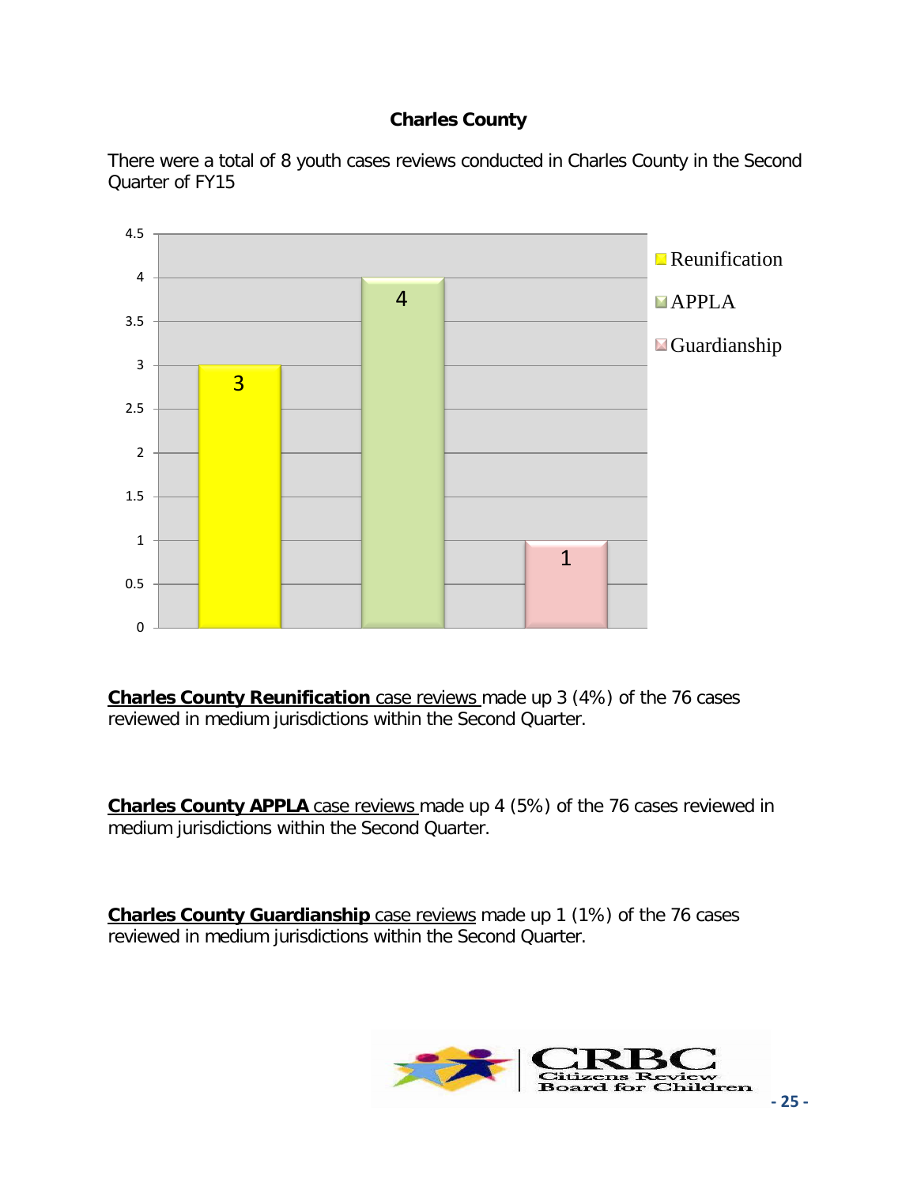## Charles County

There were a total of 8 youth cases reviews conducted in Charles County in the Second Quarter of FY15

| Category | Cases |
|---|---|
| Reunification | 3 |
| APPLA | 4 |
| Guardianship | 1 |

**Charles County Reunification** case reviews made up 3 (4%) of the 76 cases reviewed in medium jurisdictions within the Second Quarter.

**Charles County APPLA** case reviews made up 4 (5%) of the 76 cases reviewed in medium jurisdictions within the Second Quarter.

**Charles County Guardianship** case reviews made up 1 (1%) of the 76 cases reviewed in medium jurisdictions within the Second Quarter.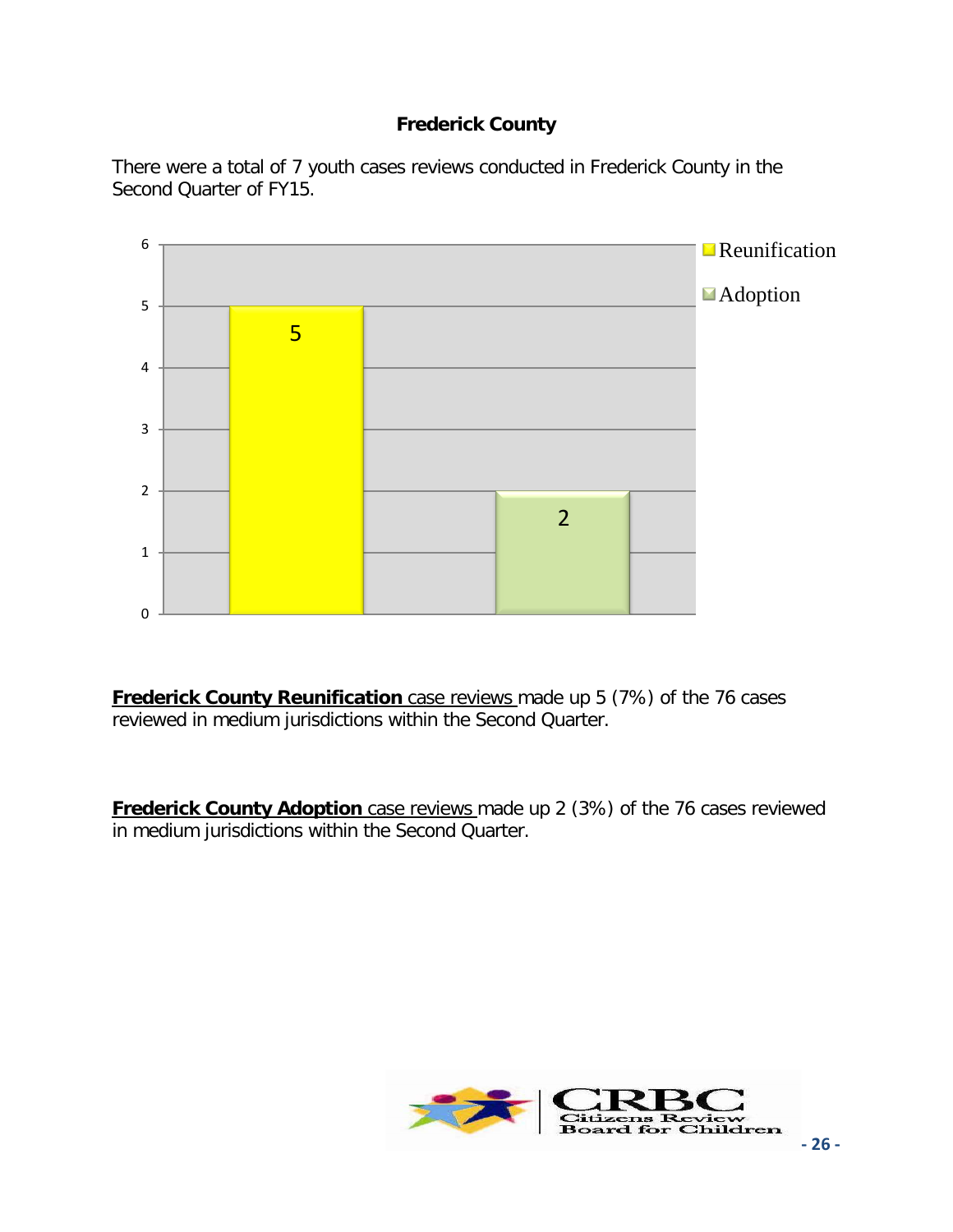## Frederick County

There were a total of 7 youth cases reviews conducted in Frederick County in the Second Quarter of FY15.

| | Count |
|---|---|
| Reunification | 5 |
| Adoption | 2 |

<u>**Frederick County Reunification** case reviews</u> made up 5 (7%) of the 76 cases reviewed in medium jurisdictions within the Second Quarter.

<u>**Frederick County Adoption** case reviews</u> made up 2 (3%) of the 76 cases reviewed in medium jurisdictions within the Second Quarter.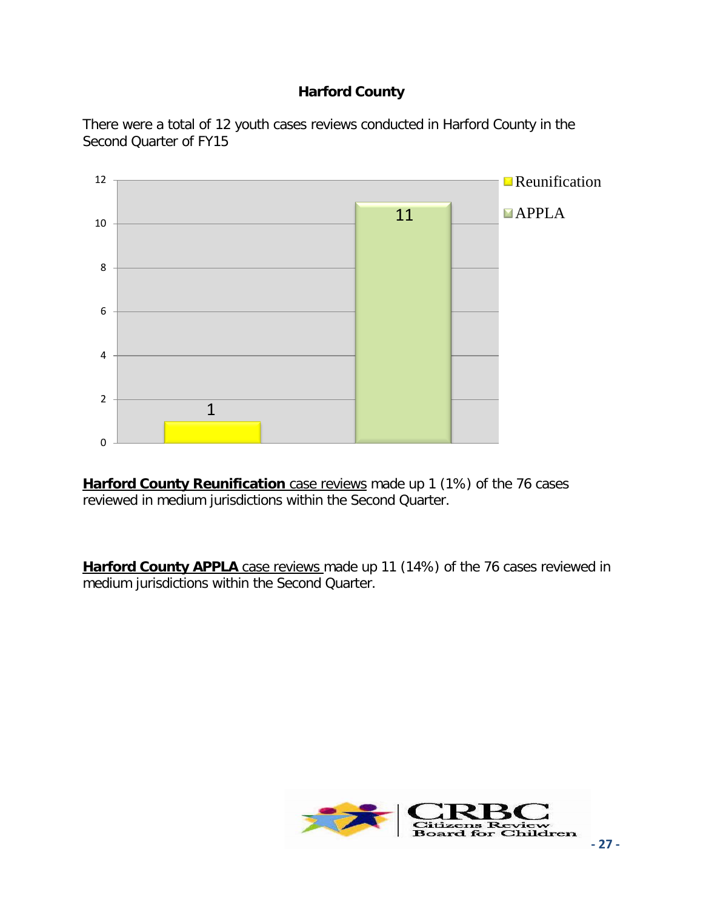**Harford County**

There were a total of 12 youth cases reviews conducted in Harford County in the Second Quarter of FY15

| | Reunification | APPLA |
|---|---|---|
| Cases | 1 | 11 |

**Harford County Reunification** case reviews made up 1 (1%) of the 76 cases reviewed in medium jurisdictions within the Second Quarter.

**Harford County APPLA** case reviews made up 11 (14%) of the 76 cases reviewed in medium jurisdictions within the Second Quarter.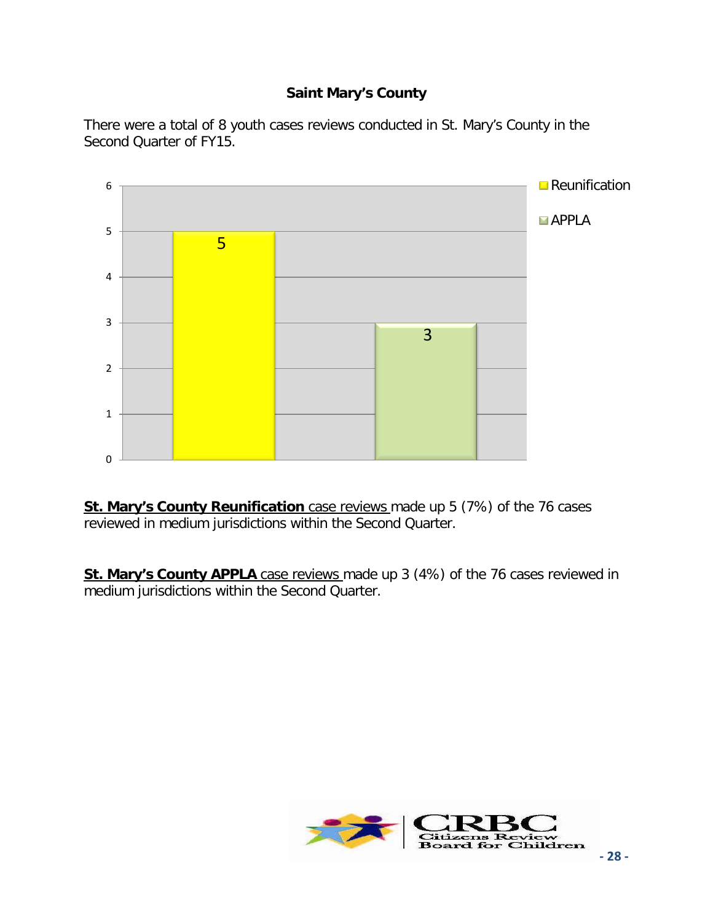## Saint Mary's County

There were a total of 8 youth cases reviews conducted in St. Mary's County in the Second Quarter of FY15.

| | Count |
|---|---|
| Reunification | 5 |
| APPLA | 3 |

**St. Mary's County Reunification** case reviews made up 5 (7%) of the 76 cases reviewed in medium jurisdictions within the Second Quarter.

**St. Mary's County APPLA** case reviews made up 3 (4%) of the 76 cases reviewed in medium jurisdictions within the Second Quarter.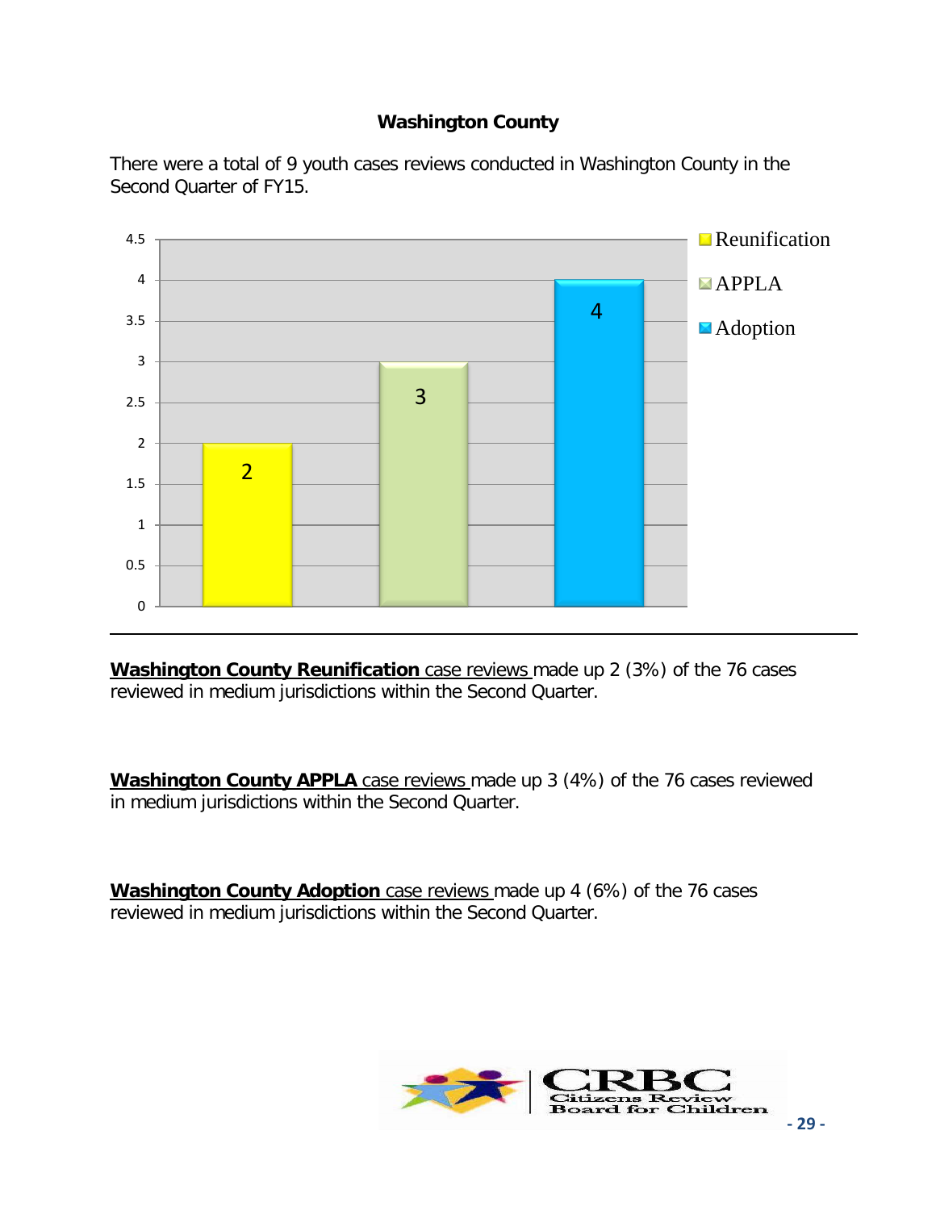## Washington County

There were a total of 9 youth cases reviews conducted in Washington County in the Second Quarter of FY15.

| Category | Cases |
|---|---|
| Reunification | 2 |
| APPLA | 3 |
| Adoption | 4 |

**Washington County Reunification** case reviews made up 2 (3%) of the 76 cases reviewed in medium jurisdictions within the Second Quarter.

**Washington County APPLA** case reviews made up 3 (4%) of the 76 cases reviewed in medium jurisdictions within the Second Quarter.

**Washington County Adoption** case reviews made up 4 (6%) of the 76 cases reviewed in medium jurisdictions within the Second Quarter.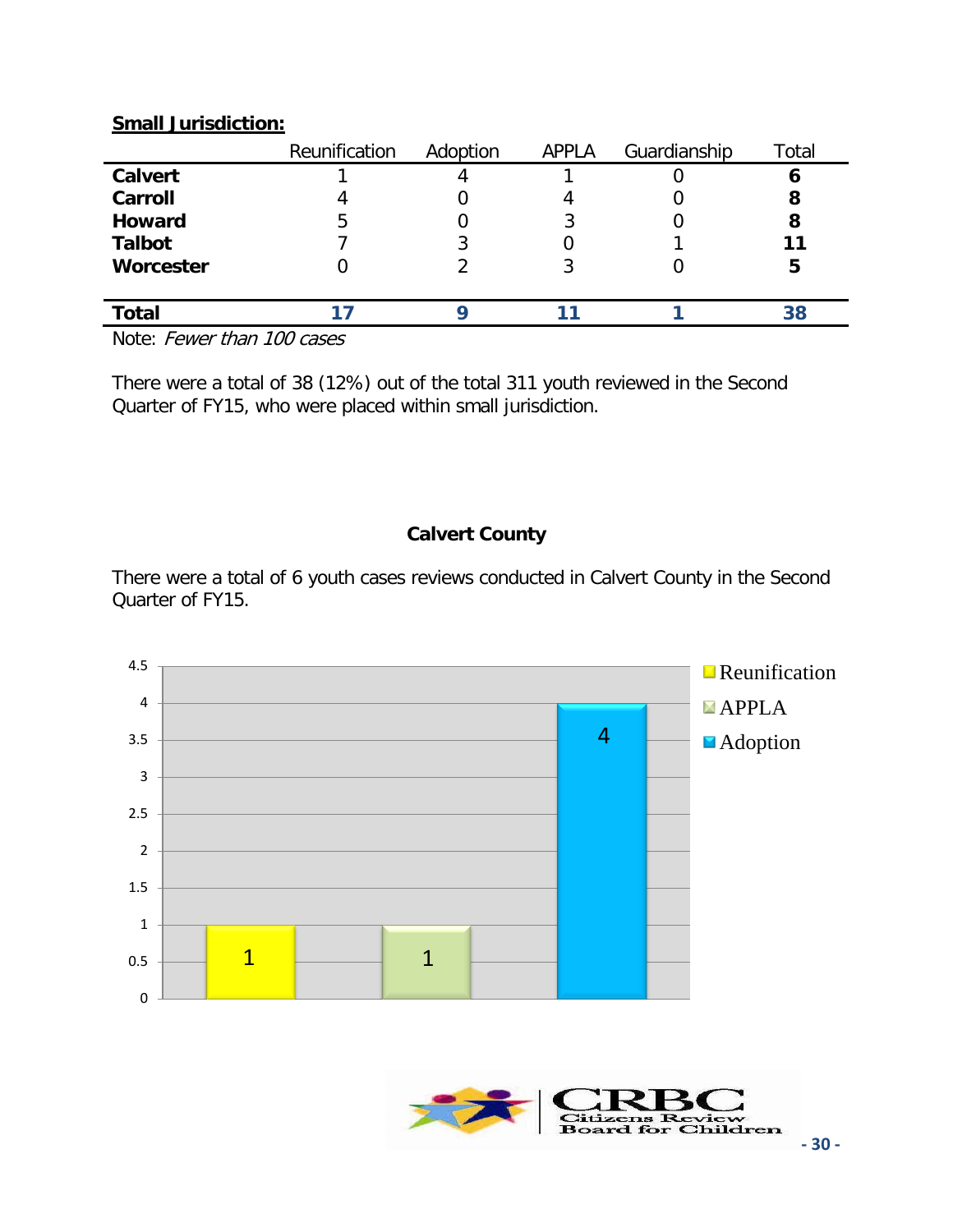**Small Jurisdiction:**

| | Reunification | Adoption | APPLA | Guardianship | Total |
|---|---|---|---|---|---|
| **Calvert** | 1 | 4 | 1 | 0 | **6** |
| **Carroll** | 4 | 0 | 4 | 0 | **8** |
| **Howard** | 5 | 0 | 3 | 0 | **8** |
| **Talbot** | 7 | 3 | 0 | 1 | **11** |
| **Worcester** | 0 | 2 | 3 | 0 | **5** |
| **Total** | **17** | **9** | **11** | **1** | **38** |

Note: *Fewer than 100 cases*

There were a total of 38 (12%) out of the total 311 youth reviewed in the Second Quarter of FY15, who were placed within small jurisdiction.

### Calvert County

There were a total of 6 youth cases reviews conducted in Calvert County in the Second Quarter of FY15.

| | Reunification | APPLA | Adoption |
|---|---|---|---|
| Calvert County | 1 | 1 | 4 |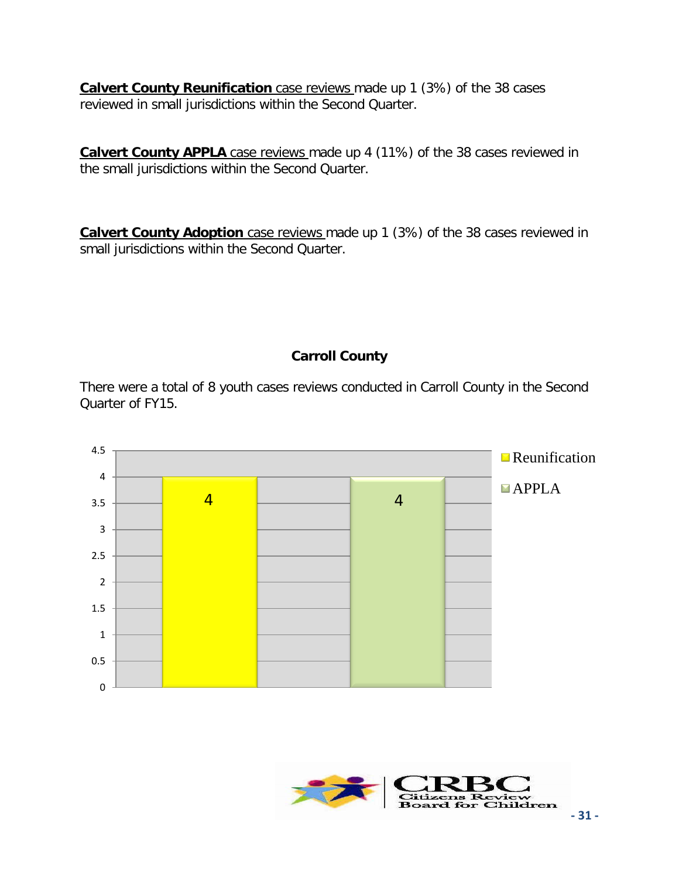**Calvert County Reunification** case reviews made up 1 (3%) of the 38 cases reviewed in small jurisdictions within the Second Quarter.

**Calvert County APPLA** case reviews made up 4 (11%) of the 38 cases reviewed in the small jurisdictions within the Second Quarter.

**Calvert County Adoption** case reviews made up 1 (3%) of the 38 cases reviewed in small jurisdictions within the Second Quarter.

## Carroll County

There were a total of 8 youth cases reviews conducted in Carroll County in the Second Quarter of FY15.

| Category | Cases |
| --- | --- |
| Reunification | 4 |
| APPLA | 4 |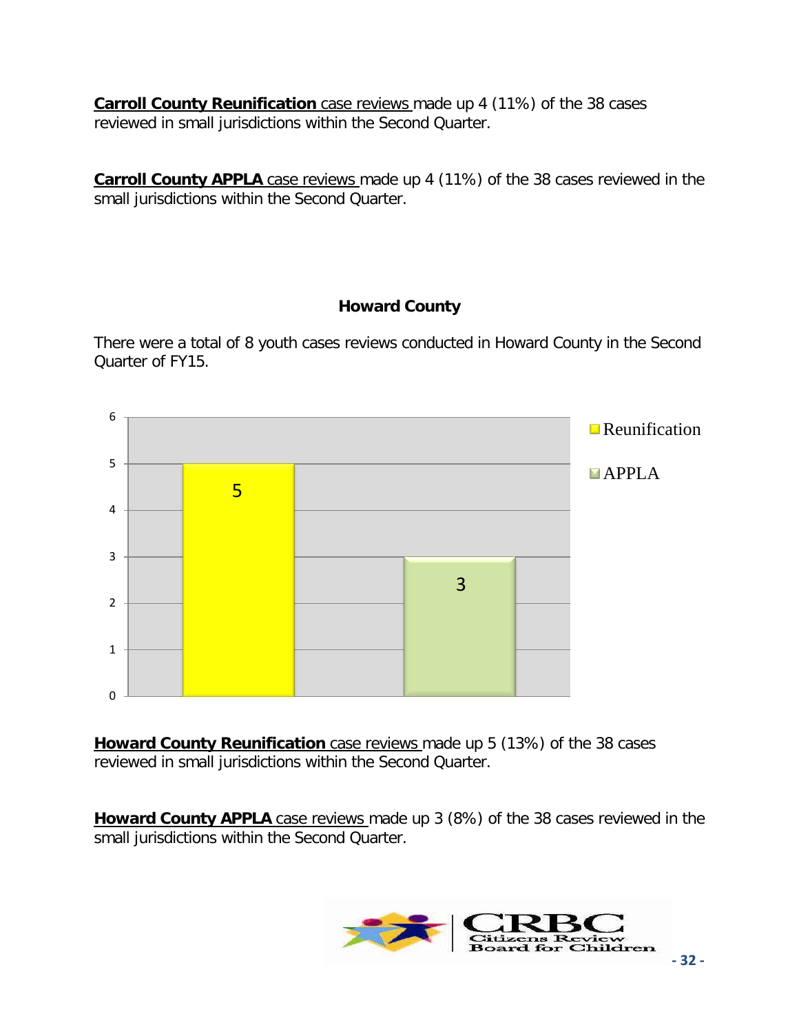**Carroll County Reunification** case reviews made up 4 (11%) of the 38 cases reviewed in small jurisdictions within the Second Quarter.

**Carroll County APPLA** case reviews made up 4 (11%) of the 38 cases reviewed in the small jurisdictions within the Second Quarter.

### Howard County

There were a total of 8 youth cases reviews conducted in Howard County in the Second Quarter of FY15.

| | Reunification | APPLA |
|---|---|---|
| Howard County | 5 | 3 |

**Howard County Reunification** case reviews made up 5 (13%) of the 38 cases reviewed in small jurisdictions within the Second Quarter.

**Howard County APPLA** case reviews made up 3 (8%) of the 38 cases reviewed in the small jurisdictions within the Second Quarter.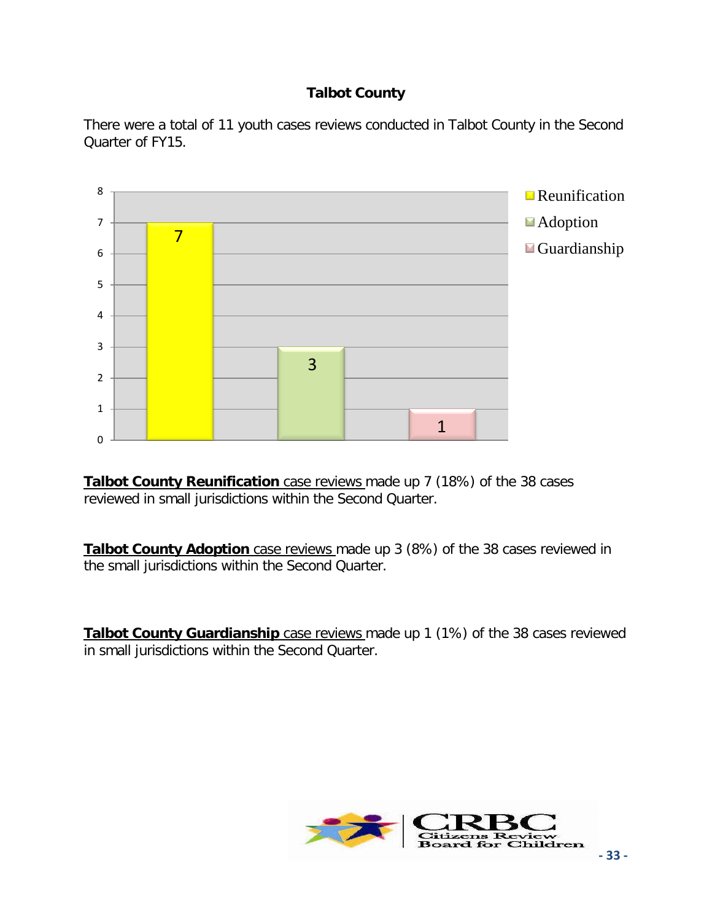**Talbot County**

There were a total of 11 youth cases reviews conducted in Talbot County in the Second Quarter of FY15.

| Category | Cases |
|---|---|
| Reunification | 7 |
| Adoption | 3 |
| Guardianship | 1 |

**Talbot County Reunification** case reviews made up 7 (18%) of the 38 cases reviewed in small jurisdictions within the Second Quarter.

**Talbot County Adoption** case reviews made up 3 (8%) of the 38 cases reviewed in the small jurisdictions within the Second Quarter.

**Talbot County Guardianship** case reviews made up 1 (1%) of the 38 cases reviewed in small jurisdictions within the Second Quarter.

CRBC Citizens Review Board for Children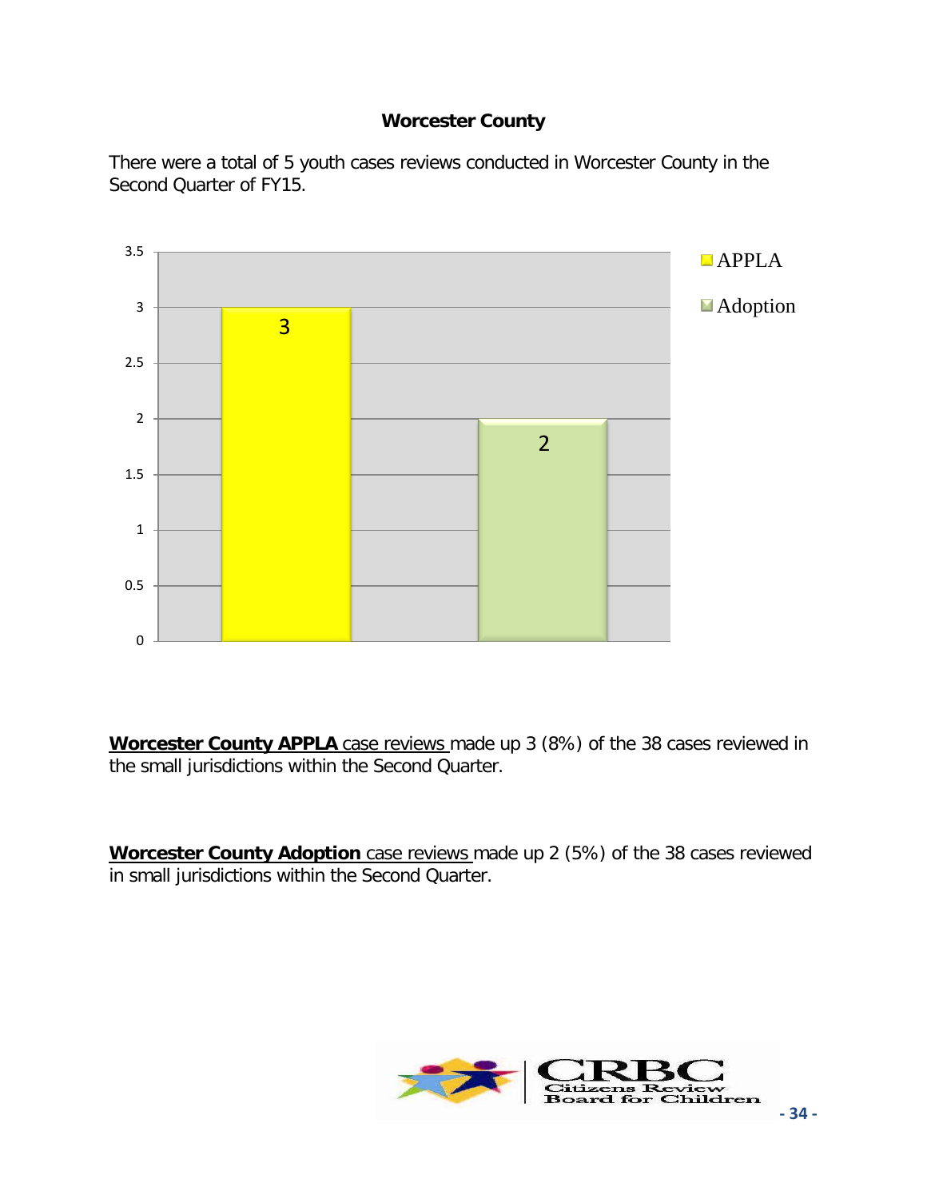## Worcester County

There were a total of 5 youth cases reviews conducted in Worcester County in the Second Quarter of FY15.

| Category | Cases |
|---|---|
| APPLA | 3 |
| Adoption | 2 |

**Worcester County APPLA** case reviews made up 3 (8%) of the 38 cases reviewed in the small jurisdictions within the Second Quarter.

**Worcester County Adoption** case reviews made up 2 (5%) of the 38 cases reviewed in small jurisdictions within the Second Quarter.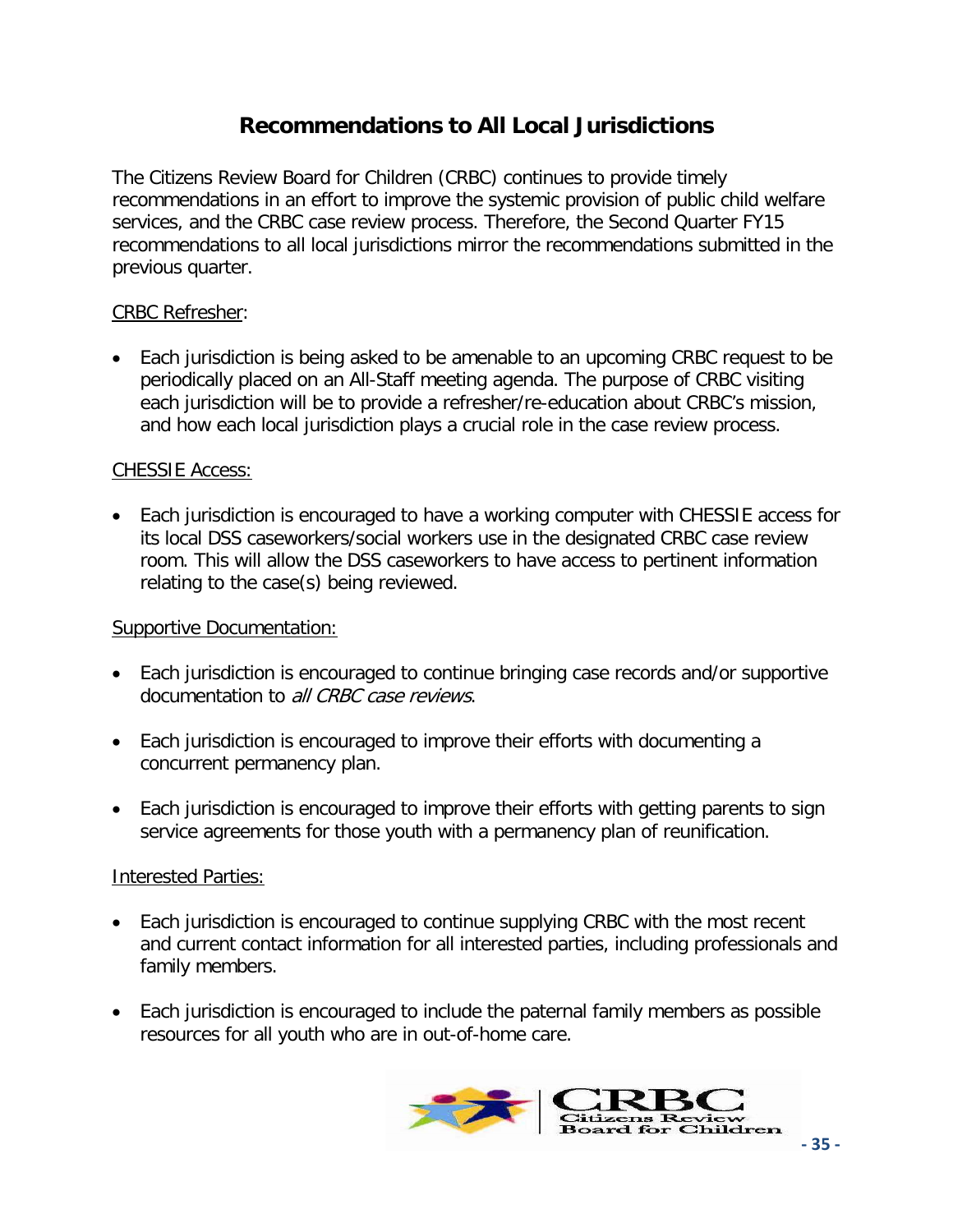# Recommendations to All Local Jurisdictions

The Citizens Review Board for Children (CRBC) continues to provide timely recommendations in an effort to improve the systemic provision of public child welfare services, and the CRBC case review process. Therefore, the Second Quarter FY15 recommendations to all local jurisdictions mirror the recommendations submitted in the previous quarter.

CRBC Refresher:

- Each jurisdiction is being asked to be amenable to an upcoming CRBC request to be periodically placed on an All-Staff meeting agenda. The purpose of CRBC visiting each jurisdiction will be to provide a refresher/re-education about CRBC's mission, and how each local jurisdiction plays a crucial role in the case review process.

CHESSIE Access:

- Each jurisdiction is encouraged to have a working computer with CHESSIE access for its local DSS caseworkers/social workers use in the designated CRBC case review room. This will allow the DSS caseworkers to have access to pertinent information relating to the case(s) being reviewed.

Supportive Documentation:

- Each jurisdiction is encouraged to continue bringing case records and/or supportive documentation to *all CRBC case reviews*.
- Each jurisdiction is encouraged to improve their efforts with documenting a concurrent permanency plan.
- Each jurisdiction is encouraged to improve their efforts with getting parents to sign service agreements for those youth with a permanency plan of reunification.

Interested Parties:

- Each jurisdiction is encouraged to continue supplying CRBC with the most recent and current contact information for all interested parties, including professionals and family members.
- Each jurisdiction is encouraged to include the paternal family members as possible resources for all youth who are in out-of-home care.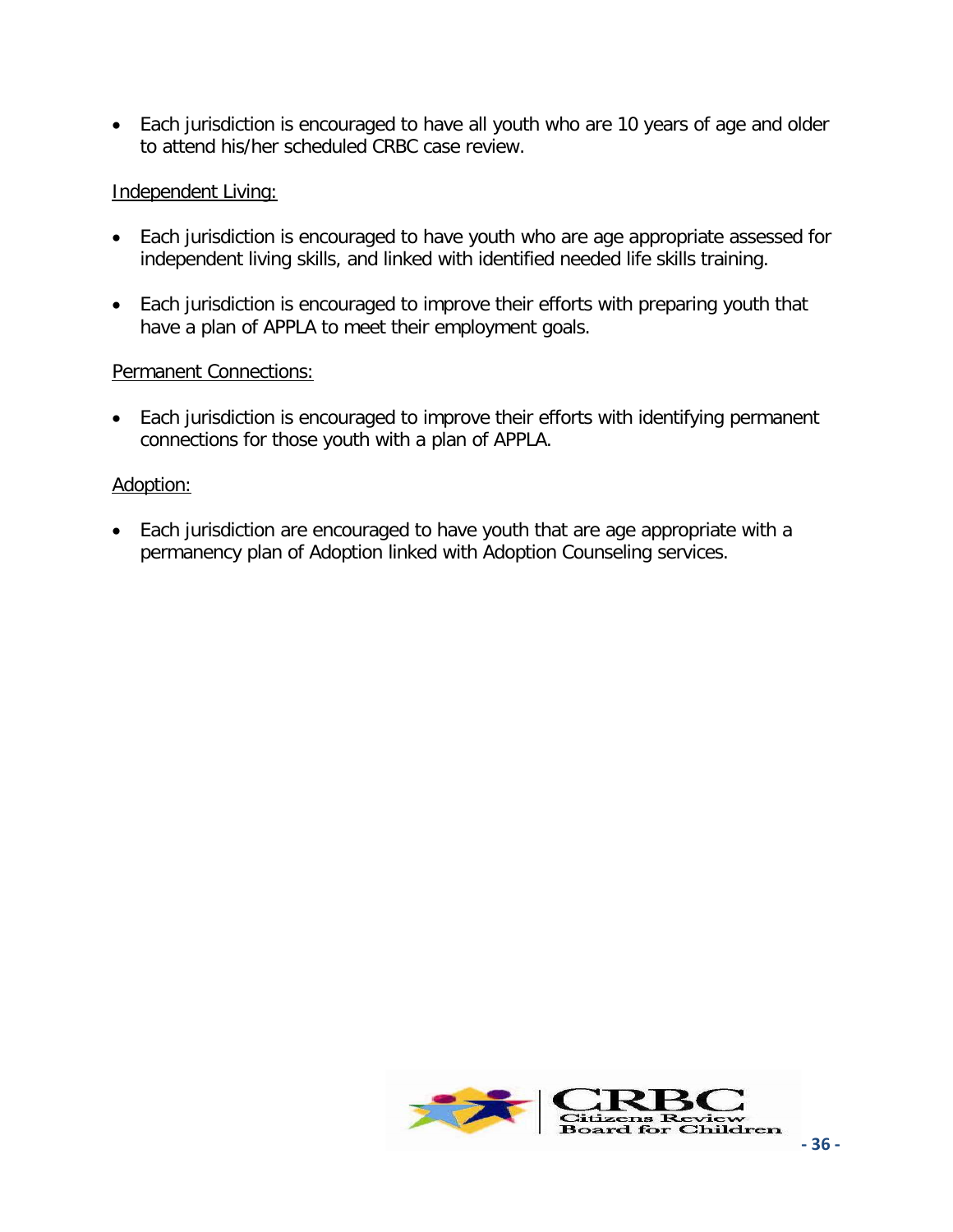- Each jurisdiction is encouraged to have all youth who are 10 years of age and older to attend his/her scheduled CRBC case review.

Independent Living:

- Each jurisdiction is encouraged to have youth who are age appropriate assessed for independent living skills, and linked with identified needed life skills training.

- Each jurisdiction is encouraged to improve their efforts with preparing youth that have a plan of APPLA to meet their employment goals.

Permanent Connections:

- Each jurisdiction is encouraged to improve their efforts with identifying permanent connections for those youth with a plan of APPLA.

Adoption:

- Each jurisdiction are encouraged to have youth that are age appropriate with a permanency plan of Adoption linked with Adoption Counseling services.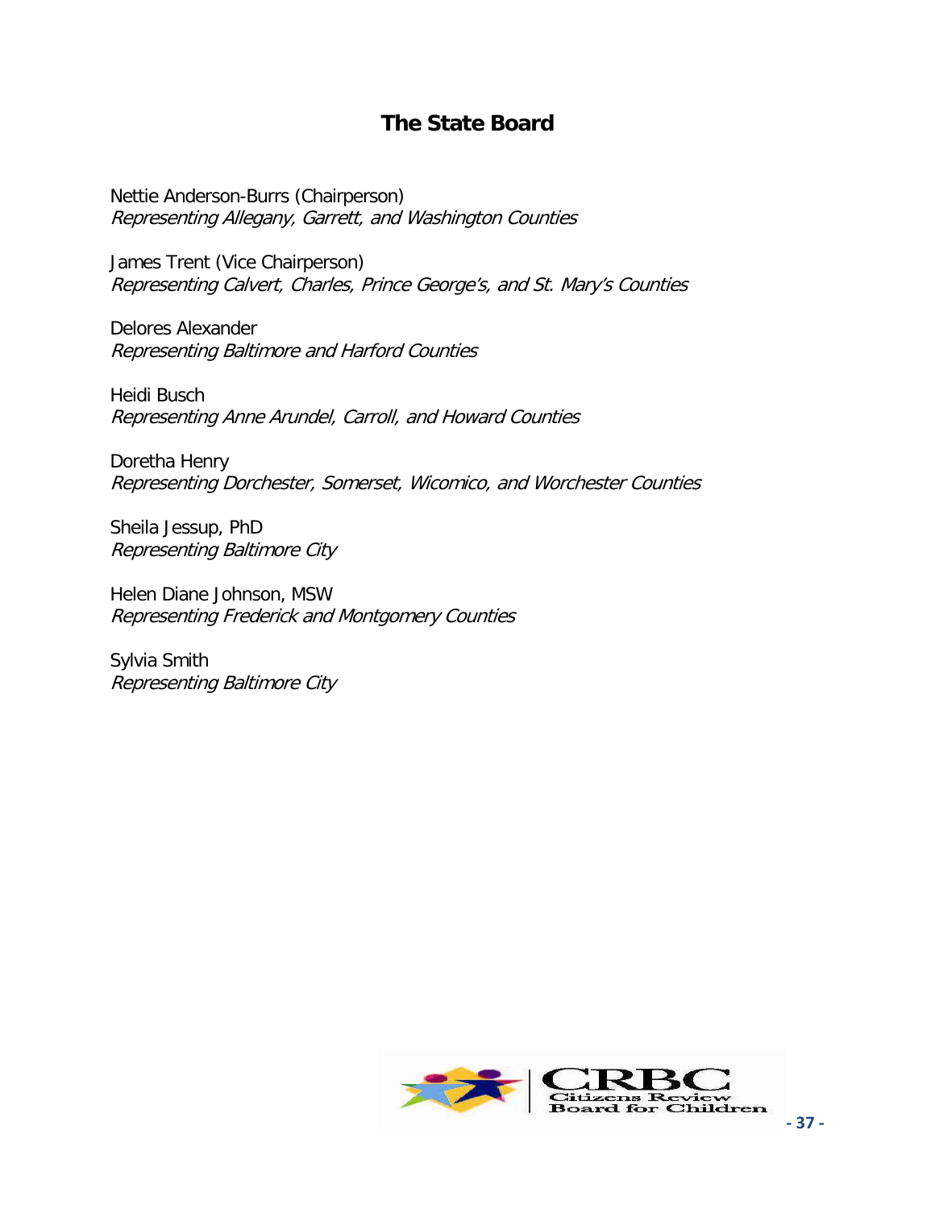## The State Board

Nettie Anderson-Burrs (Chairperson)
*Representing Allegany, Garrett, and Washington Counties*

James Trent (Vice Chairperson)
*Representing Calvert, Charles, Prince George's, and St. Mary's Counties*

Delores Alexander
*Representing Baltimore and Harford Counties*

Heidi Busch
*Representing Anne Arundel, Carroll, and Howard Counties*

Doretha Henry
*Representing Dorchester, Somerset, Wicomico, and Worchester Counties*

Sheila Jessup, PhD
*Representing Baltimore City*

Helen Diane Johnson, MSW
*Representing Frederick and Montgomery Counties*

Sylvia Smith
*Representing Baltimore City*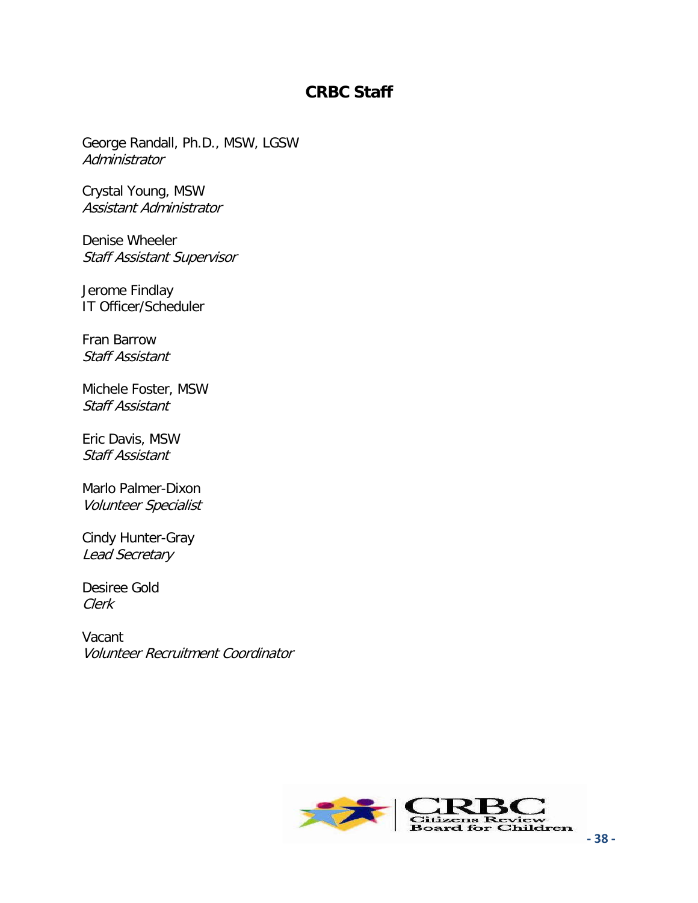# CRBC Staff

George Randall, Ph.D., MSW, LGSW
*Administrator*

Crystal Young, MSW
*Assistant Administrator*

Denise Wheeler
*Staff Assistant Supervisor*

Jerome Findlay
IT Officer/Scheduler

Fran Barrow
*Staff Assistant*

Michele Foster, MSW
*Staff Assistant*

Eric Davis, MSW
*Staff Assistant*

Marlo Palmer-Dixon
*Volunteer Specialist*

Cindy Hunter-Gray
*Lead Secretary*

Desiree Gold
*Clerk*

Vacant
*Volunteer Recruitment Coordinator*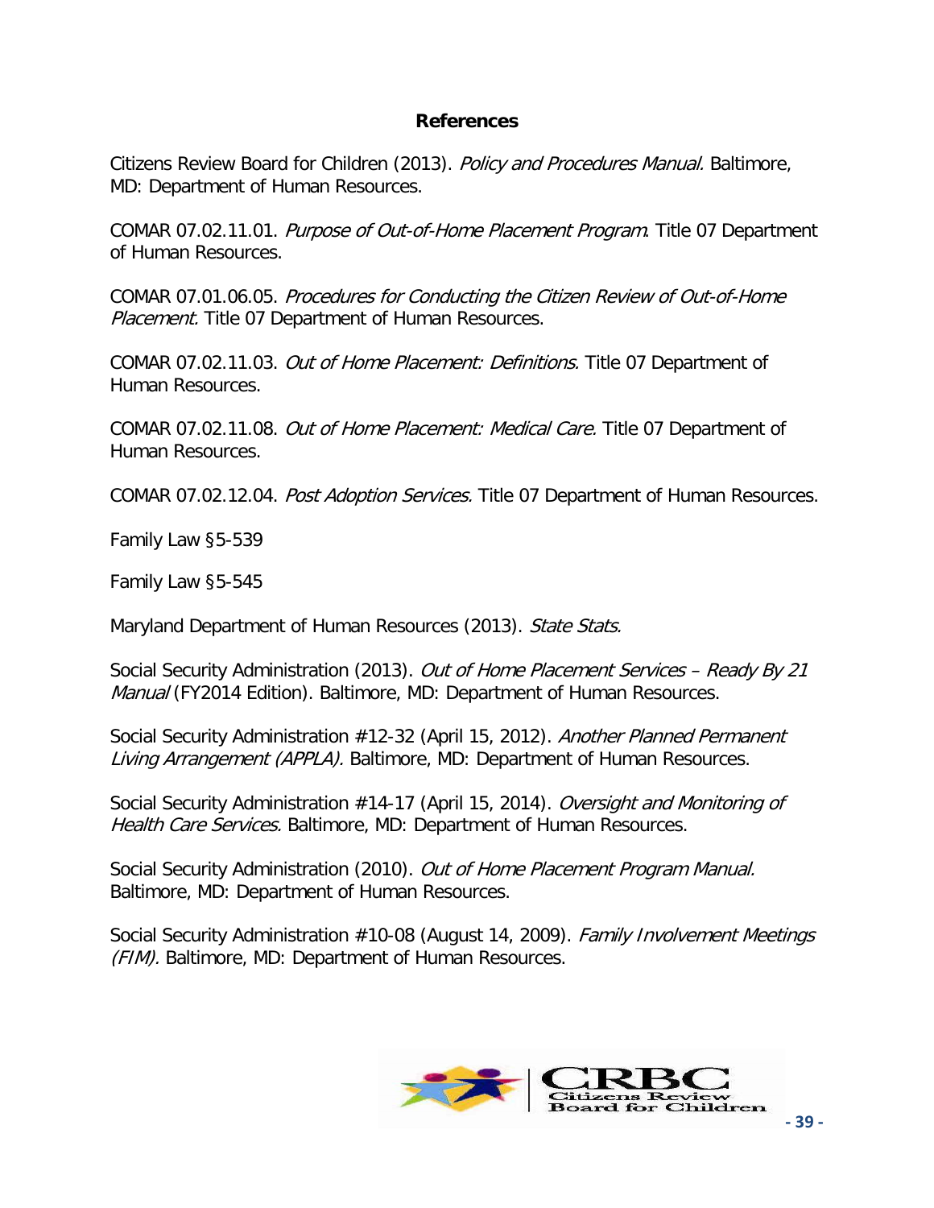## References

Citizens Review Board for Children (2013). *Policy and Procedures Manual.* Baltimore, MD: Department of Human Resources.

COMAR 07.02.11.01. *Purpose of Out-of-Home Placement Program*. Title 07 Department of Human Resources.

COMAR 07.01.06.05. *Procedures for Conducting the Citizen Review of Out-of-Home Placement.* Title 07 Department of Human Resources.

COMAR 07.02.11.03. *Out of Home Placement: Definitions.* Title 07 Department of Human Resources.

COMAR 07.02.11.08. *Out of Home Placement: Medical Care.* Title 07 Department of Human Resources.

COMAR 07.02.12.04. *Post Adoption Services.* Title 07 Department of Human Resources.

Family Law §5-539

Family Law §5-545

Maryland Department of Human Resources (2013). *State Stats.*

Social Security Administration (2013). *Out of Home Placement Services – Ready By 21 Manual* (FY2014 Edition). Baltimore, MD: Department of Human Resources.

Social Security Administration #12-32 (April 15, 2012). *Another Planned Permanent Living Arrangement (APPLA).* Baltimore, MD: Department of Human Resources.

Social Security Administration #14-17 (April 15, 2014). *Oversight and Monitoring of Health Care Services.* Baltimore, MD: Department of Human Resources.

Social Security Administration (2010). *Out of Home Placement Program Manual.* Baltimore, MD: Department of Human Resources.

Social Security Administration #10-08 (August 14, 2009). *Family Involvement Meetings (FIM).* Baltimore, MD: Department of Human Resources.